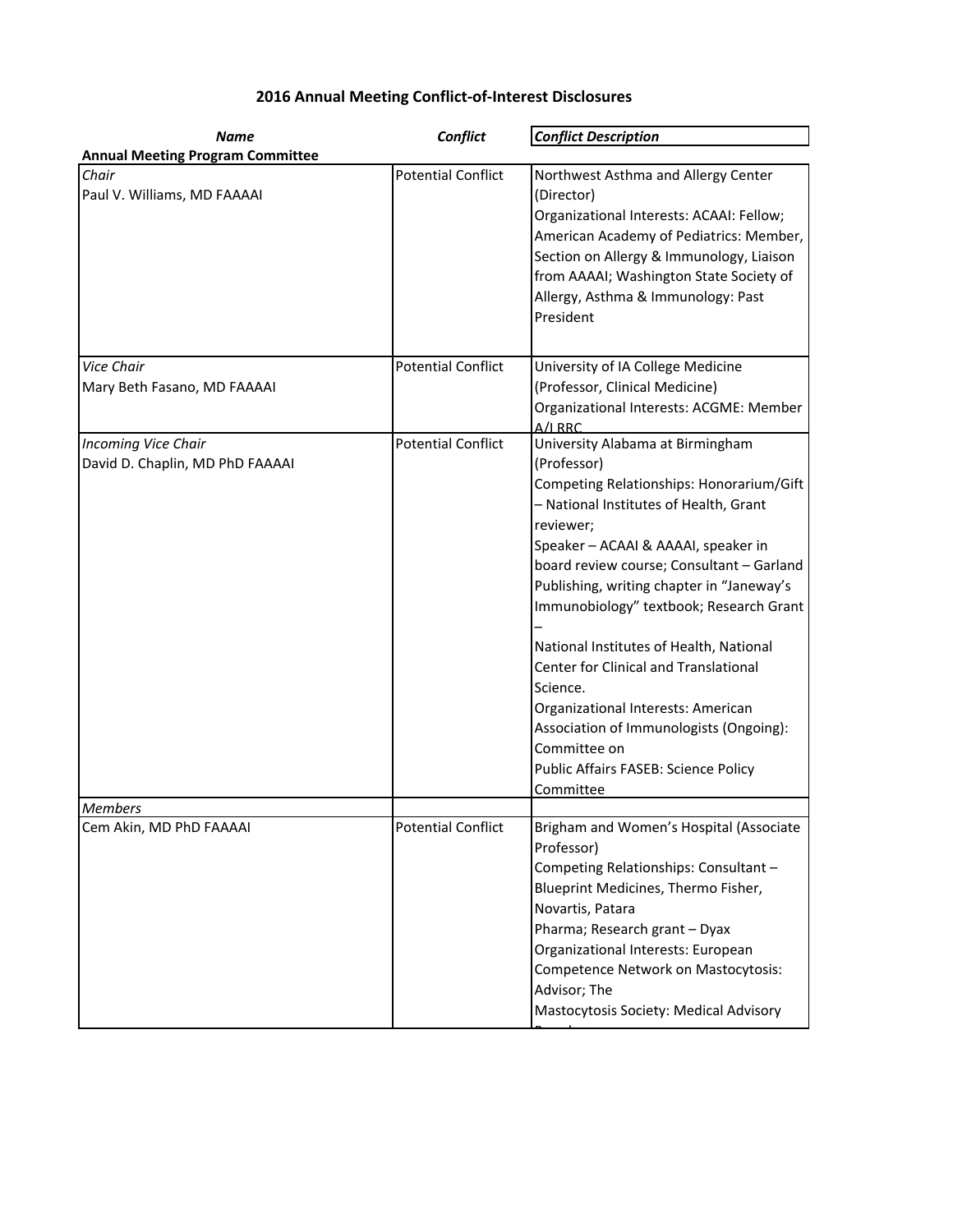# 2016 Annual Meeting Conflict-of-Interest Disclosures

| *Name* | *Conflict* | *Conflict Description* |
|---|---|---|
| **Annual Meeting Program Committee** | | |
| *Chair*<br>Paul V. Williams, MD FAAAAI | Potential Conflict | Northwest Asthma and Allergy Center (Director)<br>Organizational Interests: ACAAI: Fellow; American Academy of Pediatrics: Member, Section on Allergy & Immunology, Liaison from AAAAI; Washington State Society of Allergy, Asthma & Immunology: Past President |
| *Vice Chair*<br>Mary Beth Fasano, MD FAAAAI | Potential Conflict | University of IA College Medicine (Professor, Clinical Medicine)<br>Organizational Interests: ACGME: Member A/I RRC |
| *Incoming Vice Chair*<br>David D. Chaplin, MD PhD FAAAAI | Potential Conflict | University Alabama at Birmingham (Professor)<br>Competing Relationships: Honorarium/Gift – National Institutes of Health, Grant reviewer;<br>Speaker – ACAAI & AAAAI, speaker in board review course; Consultant – Garland Publishing, writing chapter in "Janeway's Immunobiology" textbook; Research Grant –<br>National Institutes of Health, National Center for Clinical and Translational Science.<br>Organizational Interests: American Association of Immunologists (Ongoing): Committee on<br>Public Affairs FASEB: Science Policy Committee |
| *Members* | | |
| Cem Akin, MD PhD FAAAAI | Potential Conflict | Brigham and Women's Hospital (Associate Professor)<br>Competing Relationships: Consultant – Blueprint Medicines, Thermo Fisher, Novartis, Patara<br>Pharma; Research grant – Dyax<br>Organizational Interests: European Competence Network on Mastocytosis: Advisor; The<br>Mastocytosis Society: Medical Advisory Board |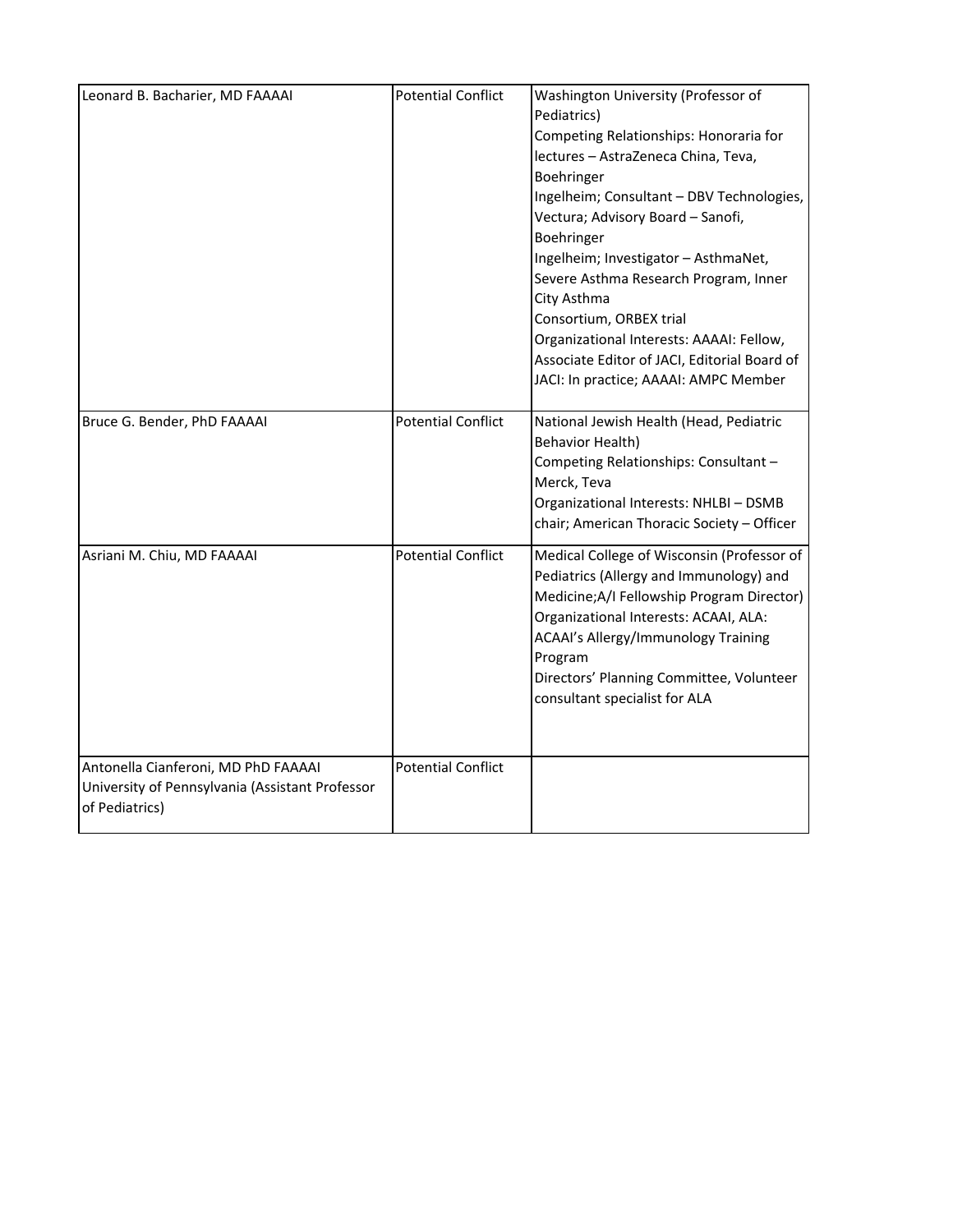| | | |
|---|---|---|
| Leonard B. Bacharier, MD FAAAAI | Potential Conflict | Washington University (Professor of Pediatrics)<br>Competing Relationships: Honoraria for lectures – AstraZeneca China, Teva, Boehringer<br>Ingelheim; Consultant – DBV Technologies, Vectura; Advisory Board – Sanofi, Boehringer<br>Ingelheim; Investigator – AsthmaNet, Severe Asthma Research Program, Inner City Asthma<br>Consortium, ORBEX trial<br>Organizational Interests: AAAAI: Fellow, Associate Editor of JACI, Editorial Board of JACI: In practice; AAAAI: AMPC Member |
| Bruce G. Bender, PhD FAAAAI | Potential Conflict | National Jewish Health (Head, Pediatric Behavior Health)<br>Competing Relationships: Consultant – Merck, Teva<br>Organizational Interests: NHLBI – DSMB chair; American Thoracic Society – Officer |
| Asriani M. Chiu, MD FAAAAI | Potential Conflict | Medical College of Wisconsin (Professor of Pediatrics (Allergy and Immunology) and Medicine;A/I Fellowship Program Director)<br>Organizational Interests: ACAAI, ALA: ACAAI's Allergy/Immunology Training Program<br>Directors' Planning Committee, Volunteer consultant specialist for ALA |
| Antonella Cianferoni, MD PhD FAAAAI<br>University of Pennsylvania (Assistant Professor of Pediatrics) | Potential Conflict | |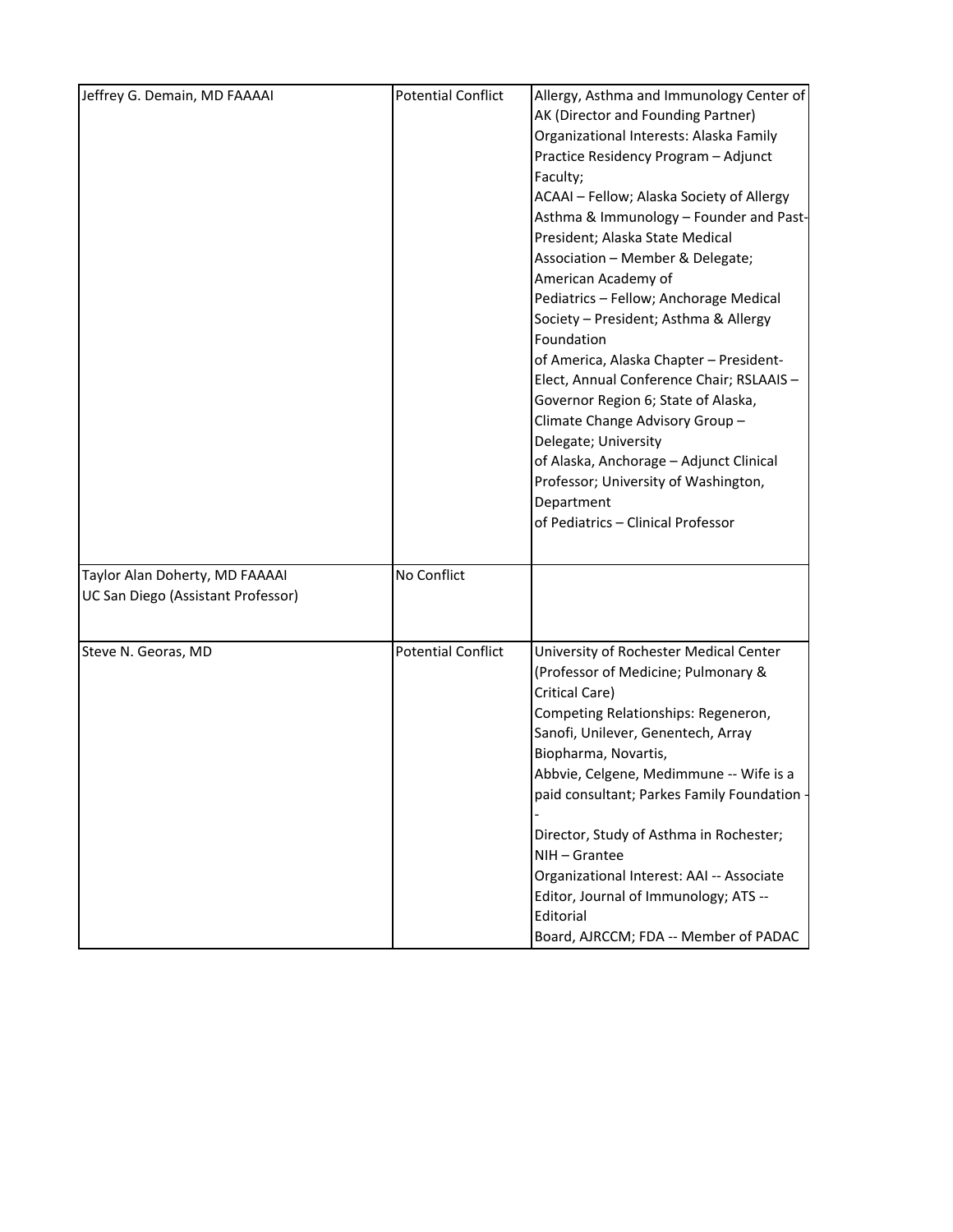| | | |
|---|---|---|
| Jeffrey G. Demain, MD FAAAAI | Potential Conflict | Allergy, Asthma and Immunology Center of AK (Director and Founding Partner) Organizational Interests: Alaska Family Practice Residency Program – Adjunct Faculty; ACAAI – Fellow; Alaska Society of Allergy Asthma & Immunology – Founder and Past-President; Alaska State Medical Association – Member & Delegate; American Academy of Pediatrics – Fellow; Anchorage Medical Society – President; Asthma & Allergy Foundation of America, Alaska Chapter – President-Elect, Annual Conference Chair; RSLAAIS – Governor Region 6; State of Alaska, Climate Change Advisory Group – Delegate; University of Alaska, Anchorage – Adjunct Clinical Professor; University of Washington, Department of Pediatrics – Clinical Professor |
| Taylor Alan Doherty, MD FAAAAI UC San Diego (Assistant Professor) | No Conflict | |
| Steve N. Georas, MD | Potential Conflict | University of Rochester Medical Center (Professor of Medicine; Pulmonary & Critical Care) Competing Relationships: Regeneron, Sanofi, Unilever, Genentech, Array Biopharma, Novartis, Abbvie, Celgene, Medimmune -- Wife is a paid consultant; Parkes Family Foundation -- Director, Study of Asthma in Rochester; NIH – Grantee Organizational Interest: AAI -- Associate Editor, Journal of Immunology; ATS -- Editorial Board, AJRCCM; FDA -- Member of PADAC |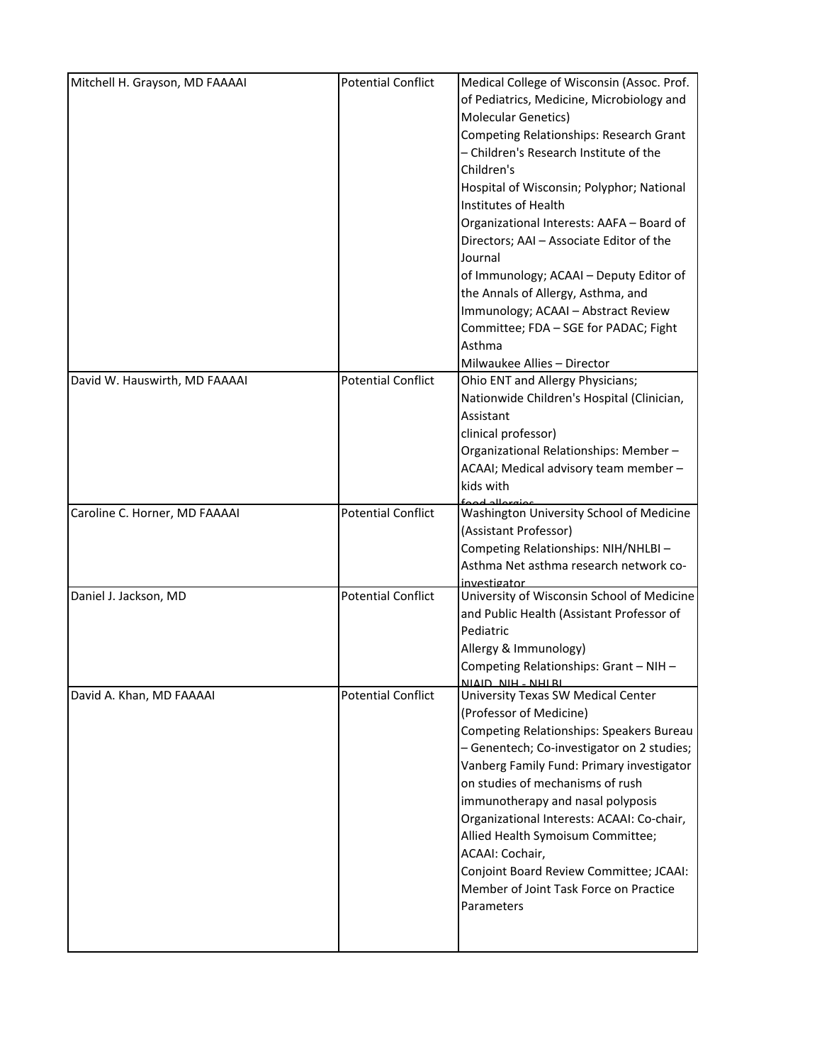| | | |
|---|---|---|
| Mitchell H. Grayson, MD FAAAAI | Potential Conflict | Medical College of Wisconsin (Assoc. Prof. of Pediatrics, Medicine, Microbiology and Molecular Genetics) Competing Relationships: Research Grant – Children's Research Institute of the Children's Hospital of Wisconsin; Polyphor; National Institutes of Health Organizational Interests: AAFA – Board of Directors; AAI – Associate Editor of the Journal of Immunology; ACAAI – Deputy Editor of the Annals of Allergy, Asthma, and Immunology; ACAAI – Abstract Review Committee; FDA – SGE for PADAC; Fight Asthma Milwaukee Allies – Director |
| David W. Hauswirth, MD FAAAAI | Potential Conflict | Ohio ENT and Allergy Physicians; Nationwide Children's Hospital (Clinician, Assistant clinical professor) Organizational Relationships: Member – ACAAI; Medical advisory team member – kids with food allergies |
| Caroline C. Horner, MD FAAAAI | Potential Conflict | Washington University School of Medicine (Assistant Professor) Competing Relationships: NIH/NHLBI – Asthma Net asthma research network co-investigator |
| Daniel J. Jackson, MD | Potential Conflict | University of Wisconsin School of Medicine and Public Health (Assistant Professor of Pediatric Allergy & Immunology) Competing Relationships: Grant – NIH – NIAID, NIH - NHLBI |
| David A. Khan, MD FAAAAI | Potential Conflict | University Texas SW Medical Center (Professor of Medicine) Competing Relationships: Speakers Bureau – Genentech; Co-investigator on 2 studies; Vanberg Family Fund: Primary investigator on studies of mechanisms of rush immunotherapy and nasal polyposis Organizational Interests: ACAAI: Co-chair, Allied Health Symoisum Committee; ACAAI: Cochair, Conjoint Board Review Committee; JCAAI: Member of Joint Task Force on Practice Parameters |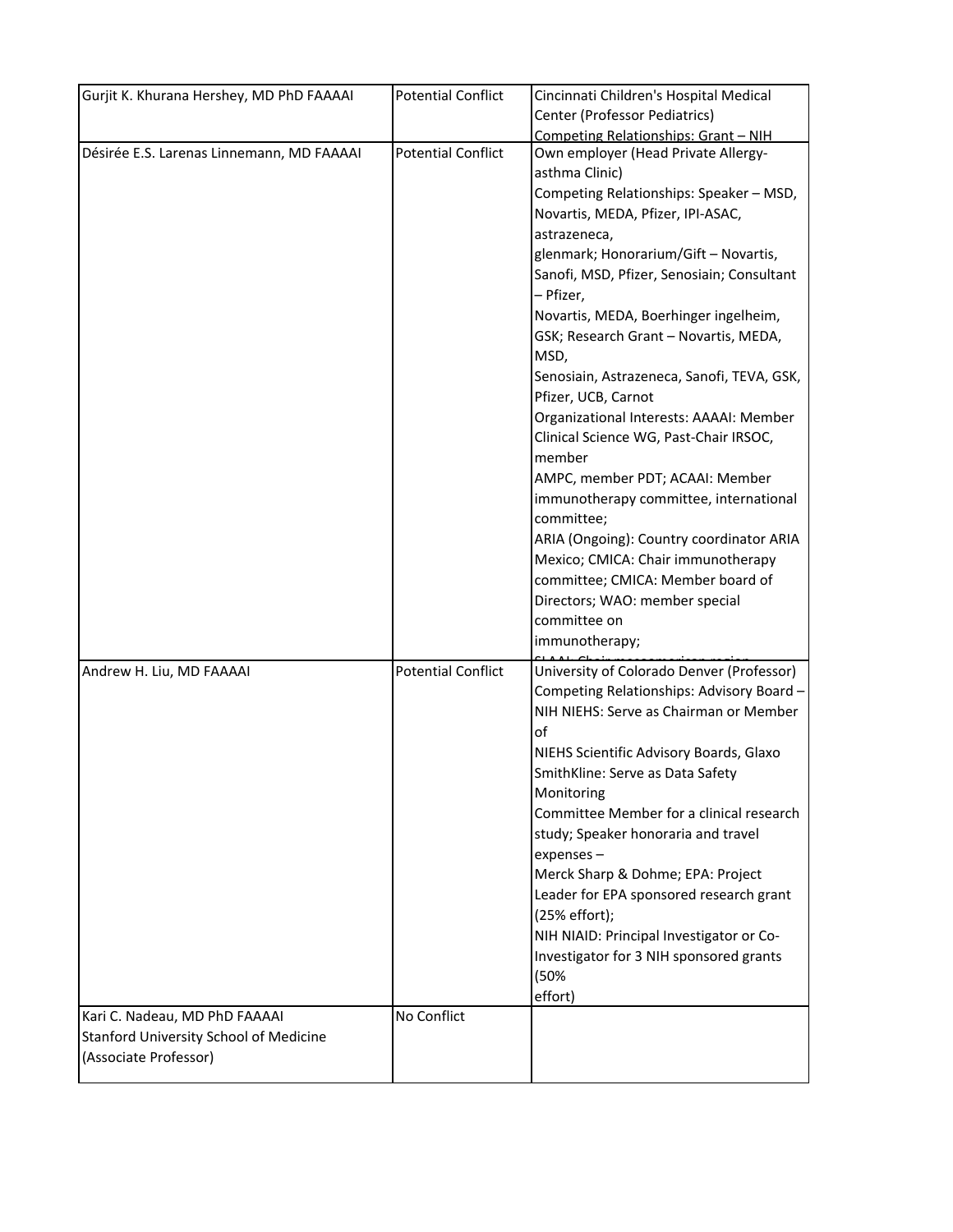| | | |
|---|---|---|
| Gurjit K. Khurana Hershey, MD PhD FAAAAI | Potential Conflict | Cincinnati Children's Hospital Medical Center (Professor Pediatrics) Competing Relationships: Grant – NIH |
| Désirée E.S. Larenas Linnemann, MD FAAAAI | Potential Conflict | Own employer (Head Private Allergy-asthma Clinic) Competing Relationships: Speaker – MSD, Novartis, MEDA, Pfizer, IPI-ASAC, astrazeneca, glenmark; Honorarium/Gift – Novartis, Sanofi, MSD, Pfizer, Senosiain; Consultant – Pfizer, Novartis, MEDA, Boerhinger ingelheim, GSK; Research Grant – Novartis, MEDA, MSD, Senosiain, Astrazeneca, Sanofi, TEVA, GSK, Pfizer, UCB, Carnot Organizational Interests: AAAAI: Member Clinical Science WG, Past-Chair IRSOC, member AMPC, member PDT; ACAAI: Member immunotherapy committee, international committee; ARIA (Ongoing): Country coordinator ARIA Mexico; CMICA: Chair immunotherapy committee; CMICA: Member board of Directors; WAO: member special committee on immunotherapy; SLAAI: Chair mesoamerican region |
| Andrew H. Liu, MD FAAAAI | Potential Conflict | University of Colorado Denver (Professor) Competing Relationships: Advisory Board – NIH NIEHS: Serve as Chairman or Member of NIEHS Scientific Advisory Boards, Glaxo SmithKline: Serve as Data Safety Monitoring Committee Member for a clinical research study; Speaker honoraria and travel expenses – Merck Sharp & Dohme; EPA: Project Leader for EPA sponsored research grant (25% effort); NIH NIAID: Principal Investigator or Co-Investigator for 3 NIH sponsored grants (50% effort) |
| Kari C. Nadeau, MD PhD FAAAAI Stanford University School of Medicine (Associate Professor) | No Conflict | |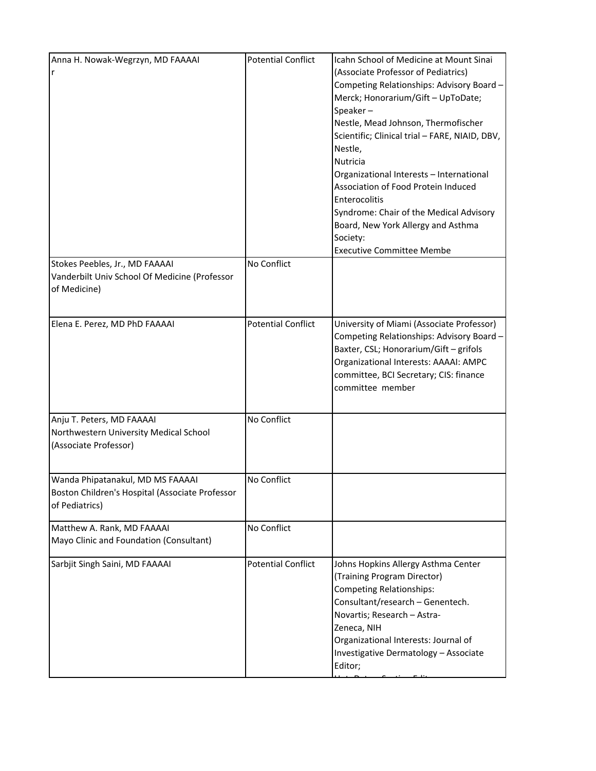| | | |
|---|---|---|
| Anna H. Nowak-Wegrzyn, MD FAAAAI r | Potential Conflict | Icahn School of Medicine at Mount Sinai (Associate Professor of Pediatrics) Competing Relationships: Advisory Board – Merck; Honorarium/Gift – UpToDate; Speaker – Nestle, Mead Johnson, Thermofischer Scientific; Clinical trial – FARE, NIAID, DBV, Nestle, Nutricia Organizational Interests – International Association of Food Protein Induced Enterocolitis Syndrome: Chair of the Medical Advisory Board, New York Allergy and Asthma Society: Executive Committee Membe |
| Stokes Peebles, Jr., MD FAAAAI Vanderbilt Univ School Of Medicine (Professor of Medicine) | No Conflict | |
| Elena E. Perez, MD PhD FAAAAI | Potential Conflict | University of Miami (Associate Professor) Competing Relationships: Advisory Board – Baxter, CSL; Honorarium/Gift – grifols Organizational Interests: AAAAI: AMPC committee, BCI Secretary; CIS: finance committee member |
| Anju T. Peters, MD FAAAAI Northwestern University Medical School (Associate Professor) | No Conflict | |
| Wanda Phipatanakul, MD MS FAAAAI Boston Children's Hospital (Associate Professor of Pediatrics) | No Conflict | |
| Matthew A. Rank, MD FAAAAI Mayo Clinic and Foundation (Consultant) | No Conflict | |
| Sarbjit Singh Saini, MD FAAAAI | Potential Conflict | Johns Hopkins Allergy Asthma Center (Training Program Director) Competing Relationships: Consultant/research – Genentech. Novartis; Research – Astra-Zeneca, NIH Organizational Interests: Journal of Investigative Dermatology – Associate Editor; |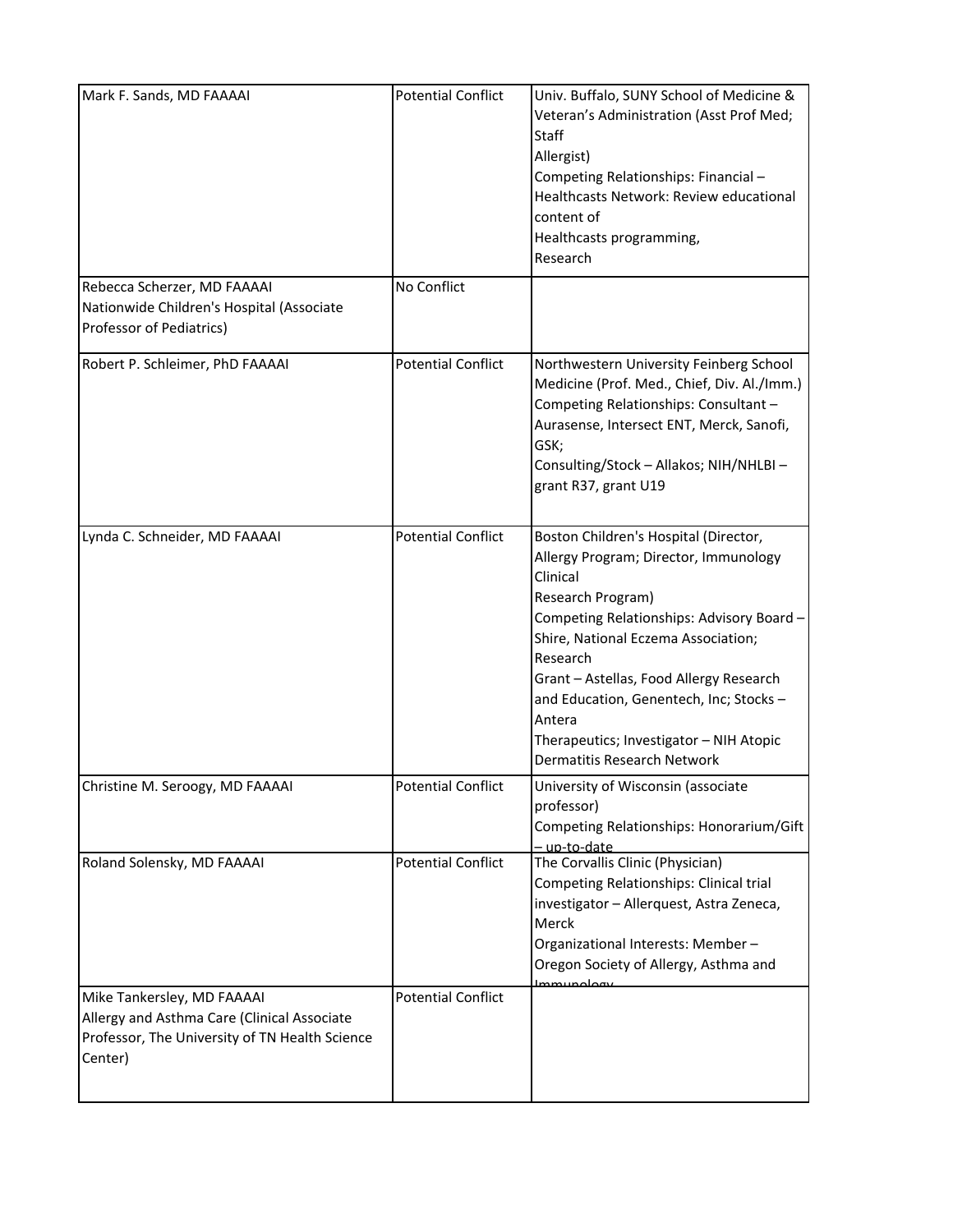| | | |
|---|---|---|
| Mark F. Sands, MD FAAAAI | Potential Conflict | Univ. Buffalo, SUNY School of Medicine & Veteran's Administration (Asst Prof Med; Staff Allergist) Competing Relationships: Financial – Healthcasts Network: Review educational content of Healthcasts programming, Research |
| Rebecca Scherzer, MD FAAAAI Nationwide Children's Hospital (Associate Professor of Pediatrics) | No Conflict | |
| Robert P. Schleimer, PhD FAAAAI | Potential Conflict | Northwestern University Feinberg School Medicine (Prof. Med., Chief, Div. Al./Imm.) Competing Relationships: Consultant – Aurasense, Intersect ENT, Merck, Sanofi, GSK; Consulting/Stock – Allakos; NIH/NHLBI – grant R37, grant U19 |
| Lynda C. Schneider, MD FAAAAI | Potential Conflict | Boston Children's Hospital (Director, Allergy Program; Director, Immunology Clinical Research Program) Competing Relationships: Advisory Board – Shire, National Eczema Association; Research Grant – Astellas, Food Allergy Research and Education, Genentech, Inc; Stocks – Antera Therapeutics; Investigator – NIH Atopic Dermatitis Research Network |
| Christine M. Seroogy, MD FAAAAI | Potential Conflict | University of Wisconsin (associate professor) Competing Relationships: Honorarium/Gift – up-to-date |
| Roland Solensky, MD FAAAAI | Potential Conflict | The Corvallis Clinic (Physician) Competing Relationships: Clinical trial investigator – Allerquest, Astra Zeneca, Merck Organizational Interests: Member – Oregon Society of Allergy, Asthma and Immunology |
| Mike Tankersley, MD FAAAAI Allergy and Asthma Care (Clinical Associate Professor, The University of TN Health Science Center) | Potential Conflict | |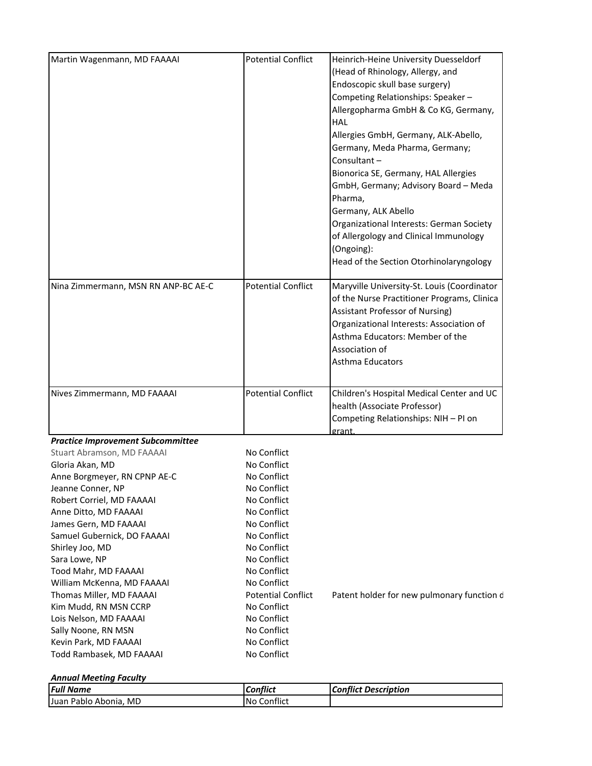| | | |
|---|---|---|
| Martin Wagenmann, MD FAAAAI | Potential Conflict | Heinrich-Heine University Duesseldorf (Head of Rhinology, Allergy, and Endoscopic skull base surgery) Competing Relationships: Speaker – Allergopharma GmbH & Co KG, Germany, HAL Allergies GmbH, Germany, ALK-Abello, Germany, Meda Pharma, Germany; Consultant – Bionorica SE, Germany, HAL Allergies GmbH, Germany; Advisory Board – Meda Pharma, Germany, ALK Abello Organizational Interests: German Society of Allergology and Clinical Immunology (Ongoing): Head of the Section Otorhinolaryngology |
| Nina Zimmermann, MSN RN ANP-BC AE-C | Potential Conflict | Maryville University-St. Louis (Coordinator of the Nurse Practitioner Programs, Clinica Assistant Professor of Nursing) Organizational Interests: Association of Asthma Educators: Member of the Association of Asthma Educators |
| Nives Zimmermann, MD FAAAAI | Potential Conflict | Children's Hospital Medical Center and UC health (Associate Professor) Competing Relationships: NIH – PI on grant. |

***Practice Improvement Subcommittee***

| | | |
|---|---|---|
| Stuart Abramson, MD FAAAAI | No Conflict | |
| Gloria Akan, MD | No Conflict | |
| Anne Borgmeyer, RN CPNP AE-C | No Conflict | |
| Jeanne Conner, NP | No Conflict | |
| Robert Corriel, MD FAAAAI | No Conflict | |
| Anne Ditto, MD FAAAAI | No Conflict | |
| James Gern, MD FAAAAI | No Conflict | |
| Samuel Gubernick, DO FAAAAI | No Conflict | |
| Shirley Joo, MD | No Conflict | |
| Sara Lowe, NP | No Conflict | |
| Tood Mahr, MD FAAAAI | No Conflict | |
| William McKenna, MD FAAAAI | No Conflict | |
| Thomas Miller, MD FAAAAI | Potential Conflict | Patent holder for new pulmonary function d |
| Kim Mudd, RN MSN CCRP | No Conflict | |
| Lois Nelson, MD FAAAAI | No Conflict | |
| Sally Noone, RN MSN | No Conflict | |
| Kevin Park, MD FAAAAI | No Conflict | |
| Todd Rambasek, MD FAAAAI | No Conflict | |

***Annual Meeting Faculty***

| ***Full Name*** | ***Conflict*** | ***Conflict Description*** |
|---|---|---|
| Juan Pablo Abonia, MD | No Conflict | |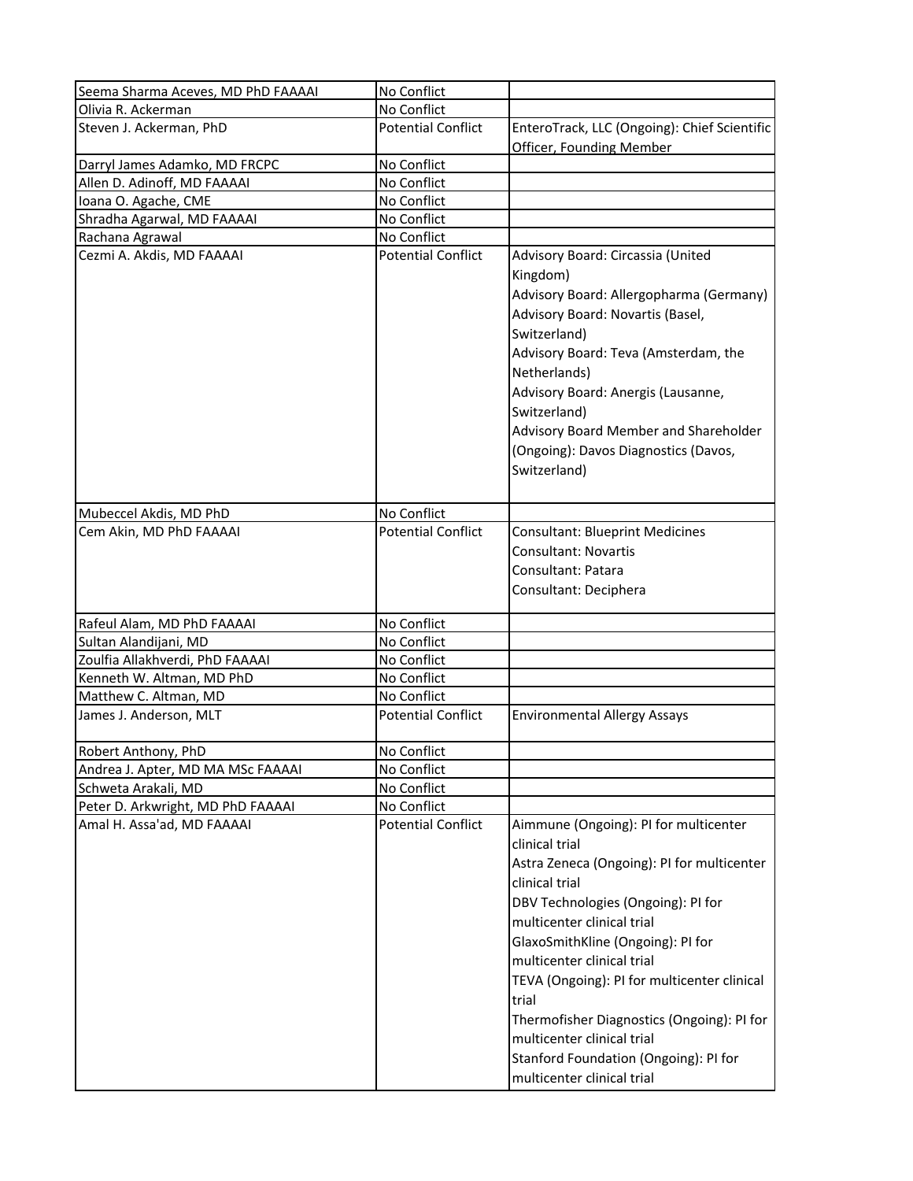| | | |
|---|---|---|
| Seema Sharma Aceves, MD PhD FAAAAI | No Conflict | |
| Olivia R. Ackerman | No Conflict | |
| Steven J. Ackerman, PhD | Potential Conflict | EnteroTrack, LLC (Ongoing): Chief Scientific Officer, Founding Member |
| Darryl James Adamko, MD FRCPC | No Conflict | |
| Allen D. Adinoff, MD FAAAAI | No Conflict | |
| Ioana O. Agache, CME | No Conflict | |
| Shradha Agarwal, MD FAAAAI | No Conflict | |
| Rachana Agrawal | No Conflict | |
| Cezmi A. Akdis, MD FAAAAI | Potential Conflict | Advisory Board: Circassia (United Kingdom)<br>Advisory Board: Allergopharma (Germany)<br>Advisory Board: Novartis (Basel, Switzerland)<br>Advisory Board: Teva (Amsterdam, the Netherlands)<br>Advisory Board: Anergis (Lausanne, Switzerland)<br>Advisory Board Member and Shareholder (Ongoing): Davos Diagnostics (Davos, Switzerland) |
| Mubeccel Akdis, MD PhD | No Conflict | |
| Cem Akin, MD PhD FAAAAI | Potential Conflict | Consultant: Blueprint Medicines<br>Consultant: Novartis<br>Consultant: Patara<br>Consultant: Deciphera |
| Rafeul Alam, MD PhD FAAAAI | No Conflict | |
| Sultan Alandijani, MD | No Conflict | |
| Zoulfia Allakhverdi, PhD FAAAAI | No Conflict | |
| Kenneth W. Altman, MD PhD | No Conflict | |
| Matthew C. Altman, MD | No Conflict | |
| James J. Anderson, MLT | Potential Conflict | Environmental Allergy Assays |
| Robert Anthony, PhD | No Conflict | |
| Andrea J. Apter, MD MA MSc FAAAAI | No Conflict | |
| Schweta Arakali, MD | No Conflict | |
| Peter D. Arkwright, MD PhD FAAAAI | No Conflict | |
| Amal H. Assa'ad, MD FAAAAI | Potential Conflict | Aimmune (Ongoing): PI for multicenter clinical trial<br>Astra Zeneca (Ongoing): PI for multicenter clinical trial<br>DBV Technologies (Ongoing): PI for multicenter clinical trial<br>GlaxoSmithKline (Ongoing): PI for multicenter clinical trial<br>TEVA (Ongoing): PI for multicenter clinical trial<br>Thermofisher Diagnostics (Ongoing): PI for multicenter clinical trial<br>Stanford Foundation (Ongoing): PI for multicenter clinical trial |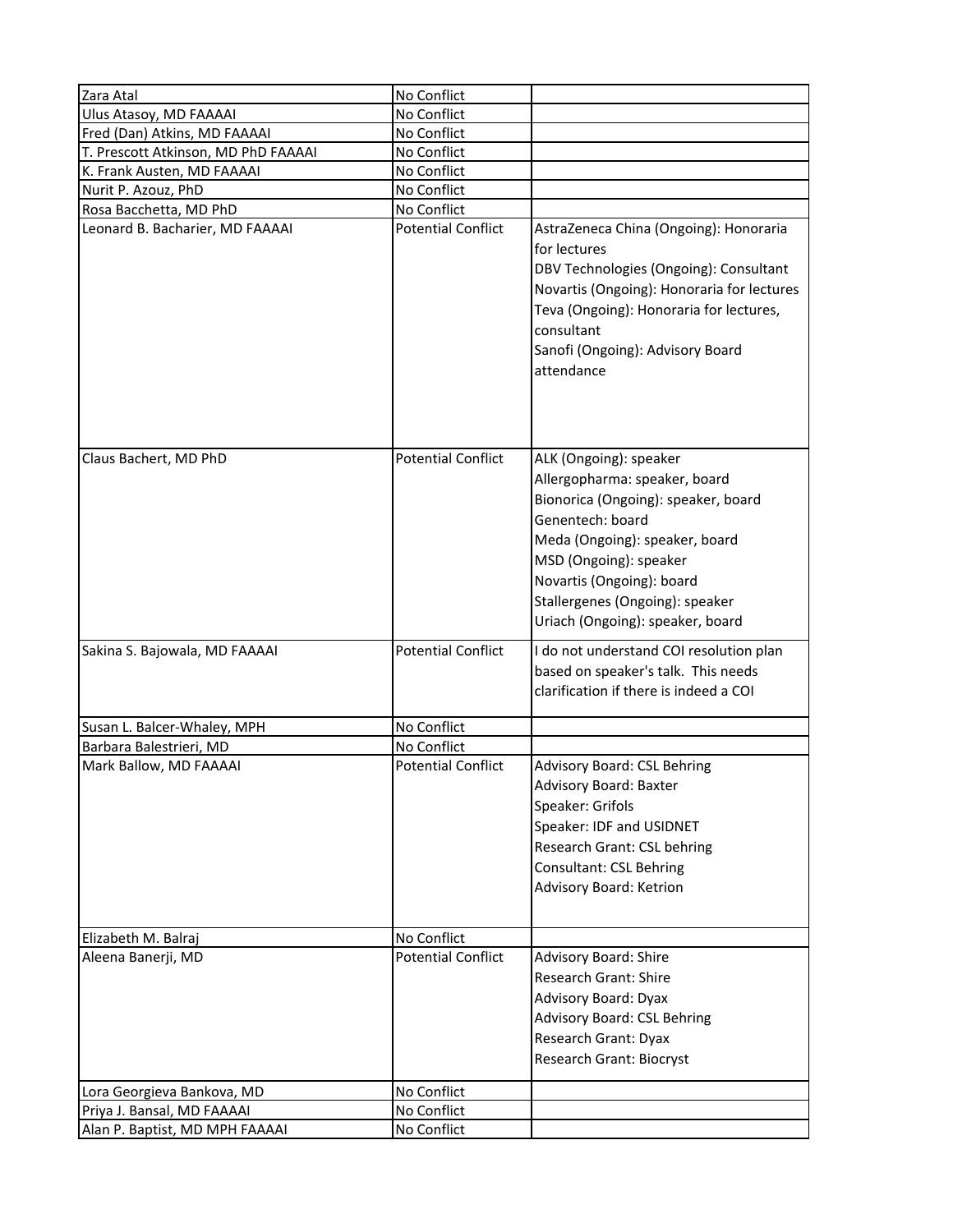| Zara Atal | No Conflict | |
|---|---|---|
| Ulus Atasoy, MD FAAAAI | No Conflict | |
| Fred (Dan) Atkins, MD FAAAAI | No Conflict | |
| T. Prescott Atkinson, MD PhD FAAAAI | No Conflict | |
| K. Frank Austen, MD FAAAAI | No Conflict | |
| Nurit P. Azouz, PhD | No Conflict | |
| Rosa Bacchetta, MD PhD | No Conflict | |
| Leonard B. Bacharier, MD FAAAAI | Potential Conflict | AstraZeneca China (Ongoing): Honoraria for lectures<br>DBV Technologies (Ongoing): Consultant<br>Novartis (Ongoing): Honoraria for lectures<br>Teva (Ongoing): Honoraria for lectures, consultant<br>Sanofi (Ongoing): Advisory Board attendance |
| Claus Bachert, MD PhD | Potential Conflict | ALK (Ongoing): speaker<br>Allergopharma: speaker, board<br>Bionorica (Ongoing): speaker, board<br>Genentech: board<br>Meda (Ongoing): speaker, board<br>MSD (Ongoing): speaker<br>Novartis (Ongoing): board<br>Stallergenes (Ongoing): speaker<br>Uriach (Ongoing): speaker, board |
| Sakina S. Bajowala, MD FAAAAI | Potential Conflict | I do not understand COI resolution plan based on speaker's talk. This needs clarification if there is indeed a COI |
| Susan L. Balcer-Whaley, MPH | No Conflict | |
| Barbara Balestrieri, MD | No Conflict | |
| Mark Ballow, MD FAAAAI | Potential Conflict | Advisory Board: CSL Behring<br>Advisory Board: Baxter<br>Speaker: Grifols<br>Speaker: IDF and USIDNET<br>Research Grant: CSL behring<br>Consultant: CSL Behring<br>Advisory Board: Ketrion |
| Elizabeth M. Balraj | No Conflict | |
| Aleena Banerji, MD | Potential Conflict | Advisory Board: Shire<br>Research Grant: Shire<br>Advisory Board: Dyax<br>Advisory Board: CSL Behring<br>Research Grant: Dyax<br>Research Grant: Biocryst |
| Lora Georgieva Bankova, MD | No Conflict | |
| Priya J. Bansal, MD FAAAAI | No Conflict | |
| Alan P. Baptist, MD MPH FAAAAI | No Conflict | |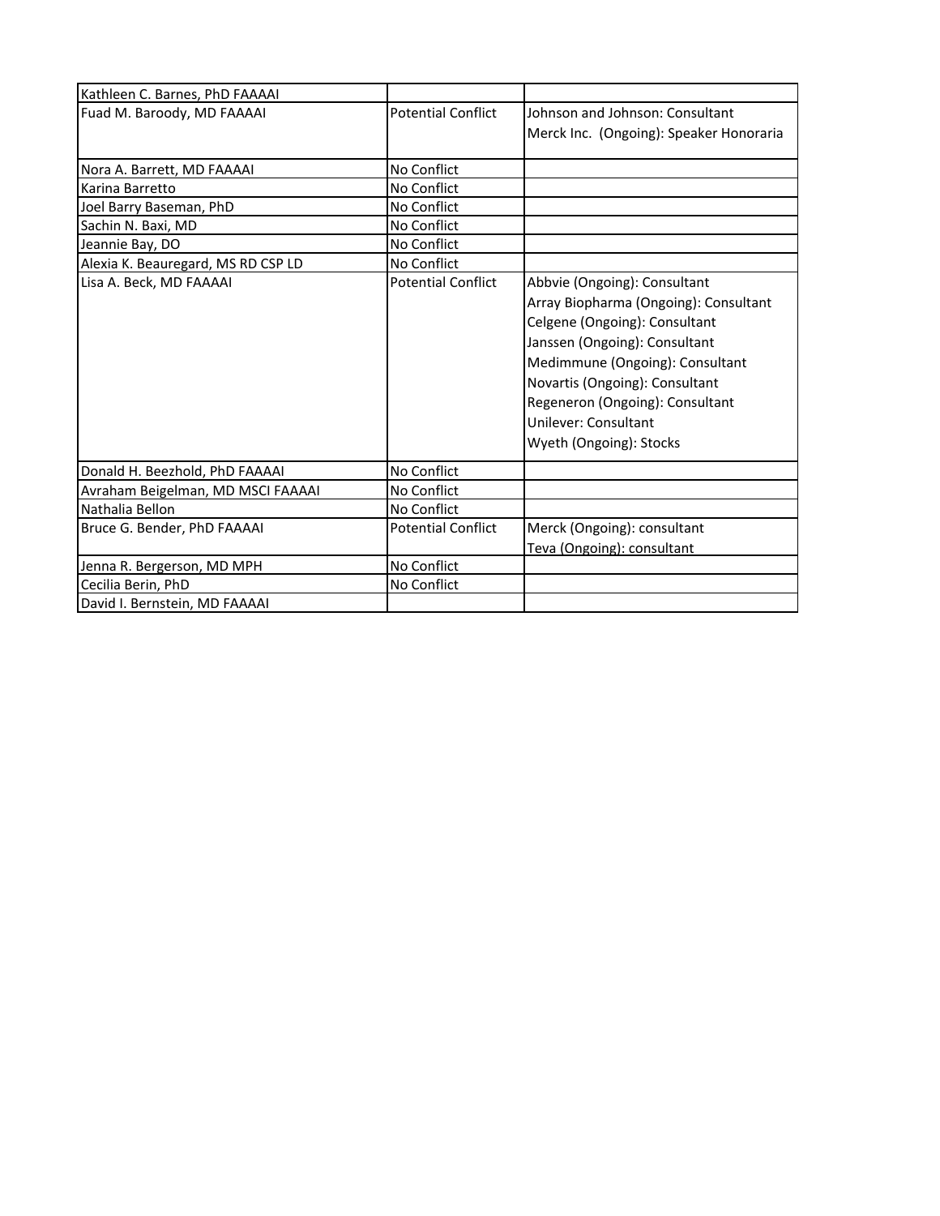| | | |
|---|---|---|
| Kathleen C. Barnes, PhD FAAAAI | | |
| Fuad M. Baroody, MD FAAAAI | Potential Conflict | Johnson and Johnson: Consultant<br>Merck Inc.  (Ongoing): Speaker Honoraria |
| Nora A. Barrett, MD FAAAAI | No Conflict | |
| Karina Barretto | No Conflict | |
| Joel Barry Baseman, PhD | No Conflict | |
| Sachin N. Baxi, MD | No Conflict | |
| Jeannie Bay, DO | No Conflict | |
| Alexia K. Beauregard, MS RD CSP LD | No Conflict | |
| Lisa A. Beck, MD FAAAAI | Potential Conflict | Abbvie (Ongoing): Consultant<br>Array Biopharma (Ongoing): Consultant<br>Celgene (Ongoing): Consultant<br>Janssen (Ongoing): Consultant<br>Medimmune (Ongoing): Consultant<br>Novartis (Ongoing): Consultant<br>Regeneron (Ongoing): Consultant<br>Unilever: Consultant<br>Wyeth (Ongoing): Stocks |
| Donald H. Beezhold, PhD FAAAAI | No Conflict | |
| Avraham Beigelman, MD MSCI FAAAAI | No Conflict | |
| Nathalia Bellon | No Conflict | |
| Bruce G. Bender, PhD FAAAAI | Potential Conflict | Merck (Ongoing): consultant<br>Teva (Ongoing): consultant |
| Jenna R. Bergerson, MD MPH | No Conflict | |
| Cecilia Berin, PhD | No Conflict | |
| David I. Bernstein, MD FAAAAI | | |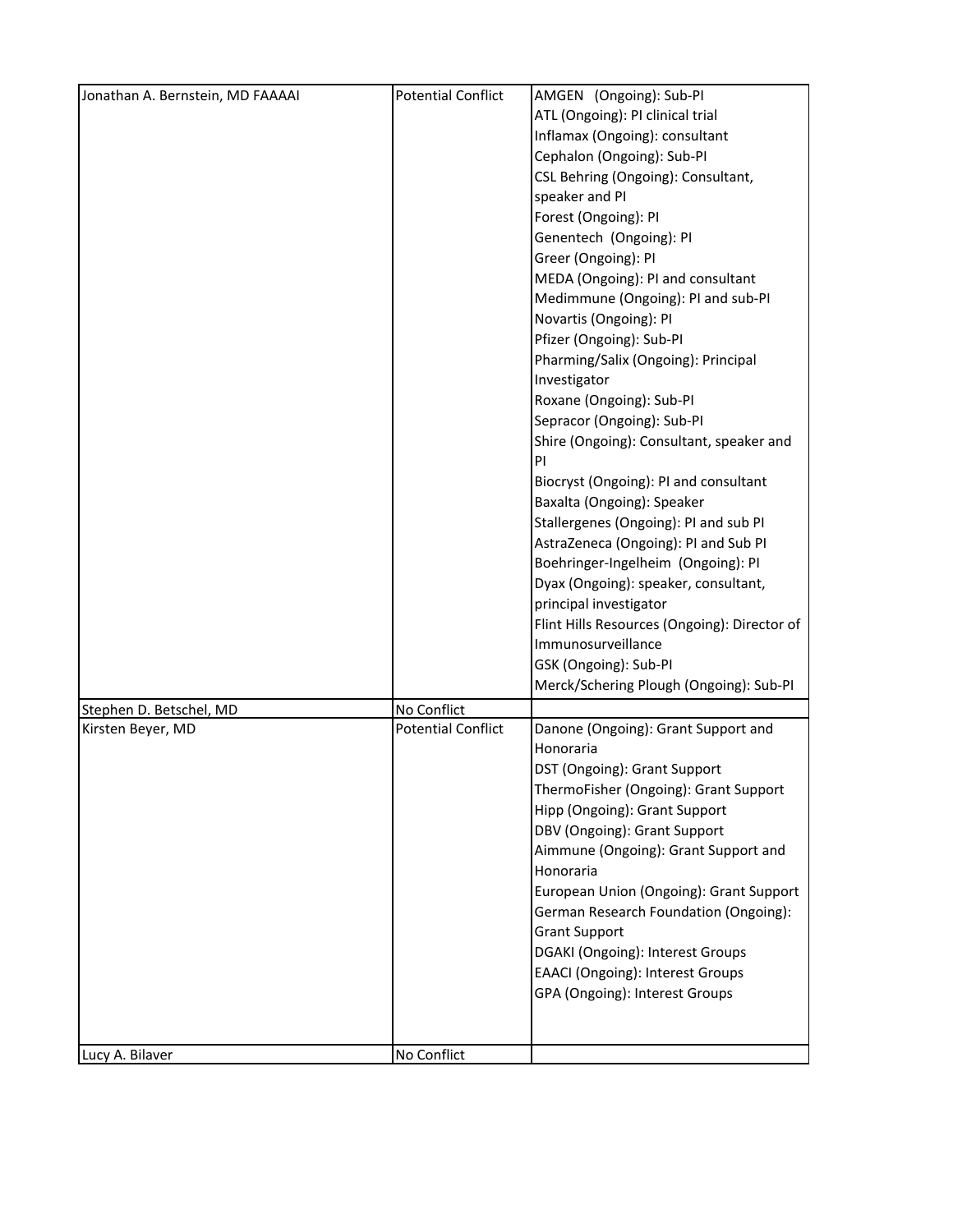| | | |
|---|---|---|
| Jonathan A. Bernstein, MD FAAAAI | Potential Conflict | AMGEN (Ongoing): Sub-PI<br>ATL (Ongoing): PI clinical trial<br>Inflamax (Ongoing): consultant<br>Cephalon (Ongoing): Sub-PI<br>CSL Behring (Ongoing): Consultant, speaker and PI<br>Forest (Ongoing): PI<br>Genentech (Ongoing): PI<br>Greer (Ongoing): PI<br>MEDA (Ongoing): PI and consultant<br>Medimmune (Ongoing): PI and sub-PI<br>Novartis (Ongoing): PI<br>Pfizer (Ongoing): Sub-PI<br>Pharming/Salix (Ongoing): Principal Investigator<br>Roxane (Ongoing): Sub-PI<br>Sepracor (Ongoing): Sub-PI<br>Shire (Ongoing): Consultant, speaker and PI<br>Biocryst (Ongoing): PI and consultant<br>Baxalta (Ongoing): Speaker<br>Stallergenes (Ongoing): PI and sub PI<br>AstraZeneca (Ongoing): PI and Sub PI<br>Boehringer-Ingelheim (Ongoing): PI<br>Dyax (Ongoing): speaker, consultant, principal investigator<br>Flint Hills Resources (Ongoing): Director of Immunosurveillance<br>GSK (Ongoing): Sub-PI<br>Merck/Schering Plough (Ongoing): Sub-PI |
| Stephen D. Betschel, MD | No Conflict | |
| Kirsten Beyer, MD | Potential Conflict | Danone (Ongoing): Grant Support and Honoraria<br>DST (Ongoing): Grant Support<br>ThermoFisher (Ongoing): Grant Support<br>Hipp (Ongoing): Grant Support<br>DBV (Ongoing): Grant Support<br>Aimmune (Ongoing): Grant Support and Honoraria<br>European Union (Ongoing): Grant Support<br>German Research Foundation (Ongoing): Grant Support<br>DGAKI (Ongoing): Interest Groups<br>EAACI (Ongoing): Interest Groups<br>GPA (Ongoing): Interest Groups |
| Lucy A. Bilaver | No Conflict | |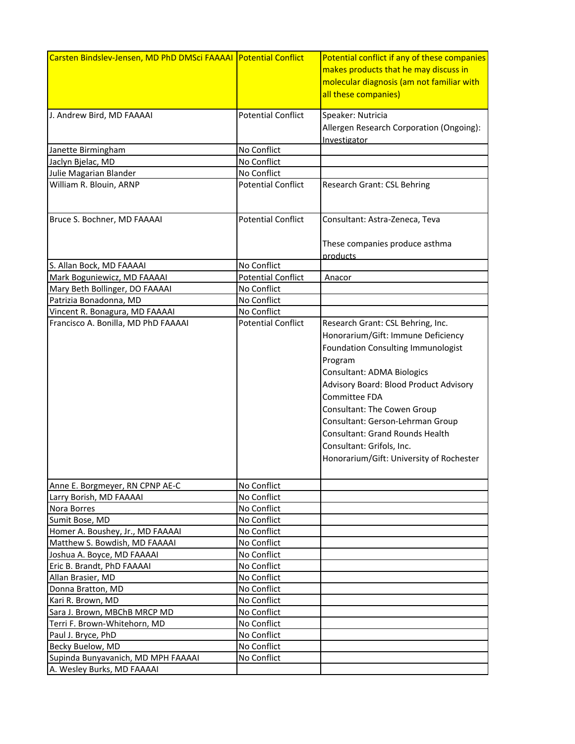| Carsten Bindslev-Jensen, MD PhD DMSci FAAAAI | Potential Conflict | Potential conflict if any of these companies makes products that he may discuss in molecular diagnosis (am not familiar with all these companies) |
|---|---|---|
| J. Andrew Bird, MD FAAAAI | Potential Conflict | Speaker: Nutricia<br>Allergen Research Corporation (Ongoing): Investigator |
| Janette Birmingham | No Conflict | |
| Jaclyn Bjelac, MD | No Conflict | |
| Julie Magarian Blander | No Conflict | |
| William R. Blouin, ARNP | Potential Conflict | Research Grant: CSL Behring |
| Bruce S. Bochner, MD FAAAAI | Potential Conflict | Consultant: Astra-Zeneca, Teva<br><br>These companies produce asthma products |
| S. Allan Bock, MD FAAAAI | No Conflict | |
| Mark Boguniewicz, MD FAAAAI | Potential Conflict | Anacor |
| Mary Beth Bollinger, DO FAAAAI | No Conflict | |
| Patrizia Bonadonna, MD | No Conflict | |
| Vincent R. Bonagura, MD FAAAAI | No Conflict | |
| Francisco A. Bonilla, MD PhD FAAAAI | Potential Conflict | Research Grant: CSL Behring, Inc.<br>Honorarium/Gift: Immune Deficiency Foundation Consulting Immunologist Program<br>Consultant: ADMA Biologics<br>Advisory Board: Blood Product Advisory Committee FDA<br>Consultant: The Cowen Group<br>Consultant: Gerson-Lehrman Group<br>Consultant: Grand Rounds Health<br>Consultant: Grifols, Inc.<br>Honorarium/Gift: University of Rochester |
| Anne E. Borgmeyer, RN CPNP AE-C | No Conflict | |
| Larry Borish, MD FAAAAI | No Conflict | |
| Nora Borres | No Conflict | |
| Sumit Bose, MD | No Conflict | |
| Homer A. Boushey, Jr., MD FAAAAI | No Conflict | |
| Matthew S. Bowdish, MD FAAAAI | No Conflict | |
| Joshua A. Boyce, MD FAAAAI | No Conflict | |
| Eric B. Brandt, PhD FAAAAI | No Conflict | |
| Allan Brasier, MD | No Conflict | |
| Donna Bratton, MD | No Conflict | |
| Kari R. Brown, MD | No Conflict | |
| Sara J. Brown, MBChB MRCP MD | No Conflict | |
| Terri F. Brown-Whitehorn, MD | No Conflict | |
| Paul J. Bryce, PhD | No Conflict | |
| Becky Buelow, MD | No Conflict | |
| Supinda Bunyavanich, MD MPH FAAAAI | No Conflict | |
| A. Wesley Burks, MD FAAAAI | | |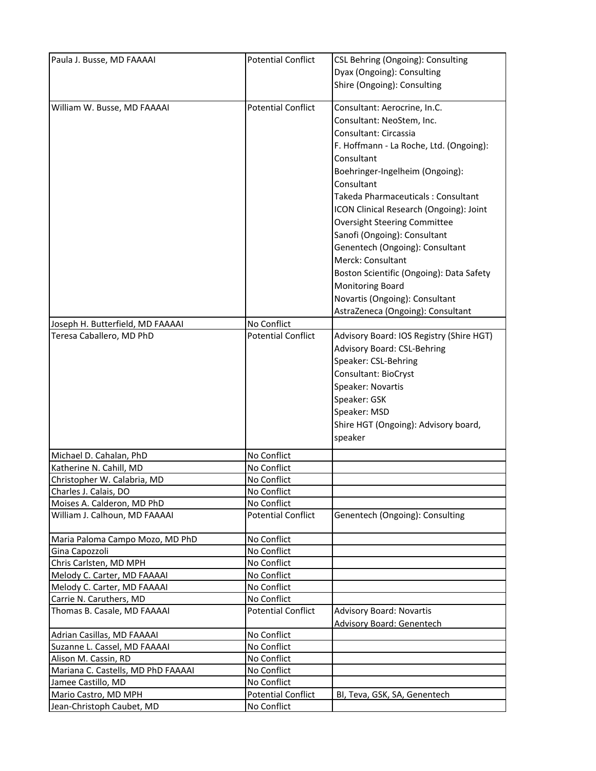| | | |
|---|---|---|
| Paula J. Busse, MD FAAAAI | Potential Conflict | CSL Behring (Ongoing): Consulting<br>Dyax (Ongoing): Consulting<br>Shire (Ongoing): Consulting |
| William W. Busse, MD FAAAAI | Potential Conflict | Consultant: Aerocrine, In.C.<br>Consultant: NeoStem, Inc.<br>Consultant: Circassia<br>F. Hoffmann - La Roche, Ltd. (Ongoing): Consultant<br>Boehringer-Ingelheim (Ongoing): Consultant<br>Takeda Pharmaceuticals : Consultant<br>ICON Clinical Research (Ongoing): Joint Oversight Steering Committee<br>Sanofi (Ongoing): Consultant<br>Genentech (Ongoing): Consultant<br>Merck: Consultant<br>Boston Scientific (Ongoing): Data Safety Monitoring Board<br>Novartis (Ongoing): Consultant<br>AstraZeneca (Ongoing): Consultant |
| Joseph H. Butterfield, MD FAAAAI | No Conflict | |
| Teresa Caballero, MD PhD | Potential Conflict | Advisory Board: IOS Registry (Shire HGT)<br>Advisory Board: CSL-Behring<br>Speaker: CSL-Behring<br>Consultant: BioCryst<br>Speaker: Novartis<br>Speaker: GSK<br>Speaker: MSD<br>Shire HGT (Ongoing): Advisory board, speaker |
| Michael D. Cahalan, PhD | No Conflict | |
| Katherine N. Cahill, MD | No Conflict | |
| Christopher W. Calabria, MD | No Conflict | |
| Charles J. Calais, DO | No Conflict | |
| Moises A. Calderon, MD PhD | No Conflict | |
| William J. Calhoun, MD FAAAAI | Potential Conflict | Genentech (Ongoing): Consulting |
| Maria Paloma Campo Mozo, MD PhD | No Conflict | |
| Gina Capozzoli | No Conflict | |
| Chris Carlsten, MD MPH | No Conflict | |
| Melody C. Carter, MD FAAAAI | No Conflict | |
| Melody C. Carter, MD FAAAAI | No Conflict | |
| Carrie N. Caruthers, MD | No Conflict | |
| Thomas B. Casale, MD FAAAAI | Potential Conflict | Advisory Board: Novartis<br>Advisory Board: Genentech |
| Adrian Casillas, MD FAAAAI | No Conflict | |
| Suzanne L. Cassel, MD FAAAAI | No Conflict | |
| Alison M. Cassin, RD | No Conflict | |
| Mariana C. Castells, MD PhD FAAAAI | No Conflict | |
| Jamee Castillo, MD | No Conflict | |
| Mario Castro, MD MPH | Potential Conflict | BI, Teva, GSK, SA, Genentech |
| Jean-Christoph Caubet, MD | No Conflict | |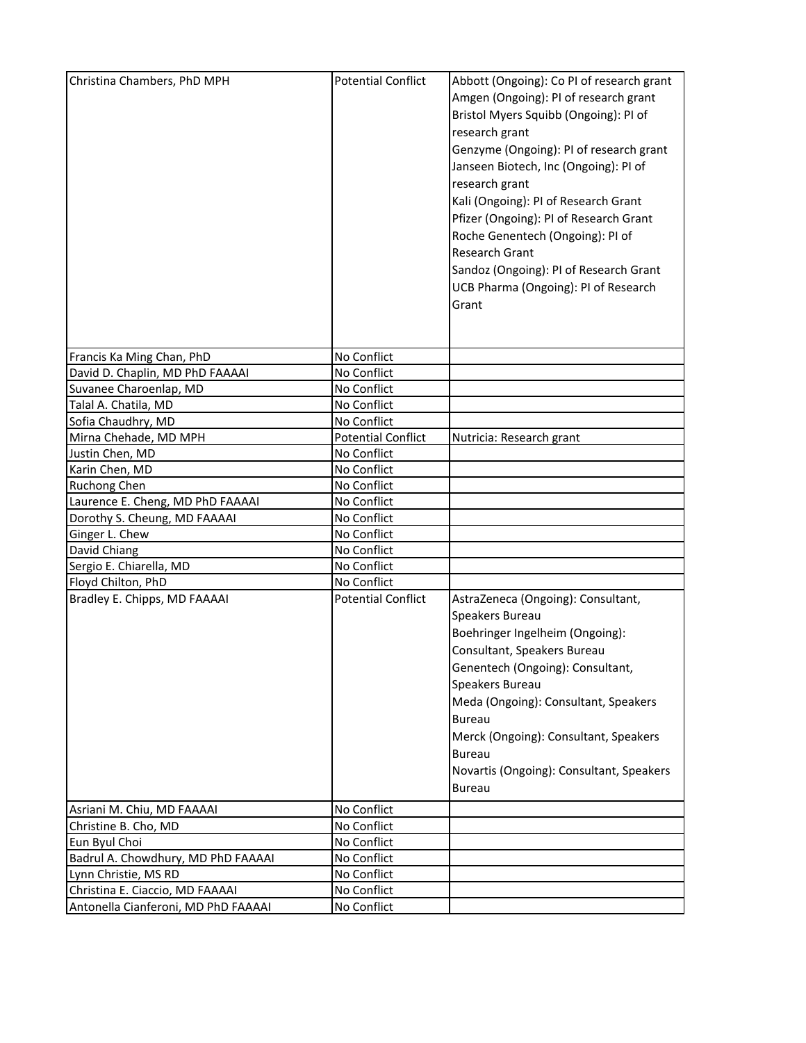| Christina Chambers, PhD MPH | Potential Conflict | Abbott (Ongoing): Co PI of research grant<br>Amgen (Ongoing): PI of research grant<br>Bristol Myers Squibb (Ongoing): PI of research grant<br>Genzyme (Ongoing): PI of research grant<br>Janseen Biotech, Inc (Ongoing): PI of research grant<br>Kali (Ongoing): PI of Research Grant<br>Pfizer (Ongoing): PI of Research Grant<br>Roche Genentech (Ongoing): PI of Research Grant<br>Sandoz (Ongoing): PI of Research Grant<br>UCB Pharma (Ongoing): PI of Research Grant |
|---|---|---|
| Francis Ka Ming Chan, PhD | No Conflict | |
| David D. Chaplin, MD PhD FAAAAI | No Conflict | |
| Suvanee Charoenlap, MD | No Conflict | |
| Talal A. Chatila, MD | No Conflict | |
| Sofia Chaudhry, MD | No Conflict | |
| Mirna Chehade, MD MPH | Potential Conflict | Nutricia: Research grant |
| Justin Chen, MD | No Conflict | |
| Karin Chen, MD | No Conflict | |
| Ruchong Chen | No Conflict | |
| Laurence E. Cheng, MD PhD FAAAAI | No Conflict | |
| Dorothy S. Cheung, MD FAAAAI | No Conflict | |
| Ginger L. Chew | No Conflict | |
| David Chiang | No Conflict | |
| Sergio E. Chiarella, MD | No Conflict | |
| Floyd Chilton, PhD | No Conflict | |
| Bradley E. Chipps, MD FAAAAI | Potential Conflict | AstraZeneca (Ongoing): Consultant, Speakers Bureau<br>Boehringer Ingelheim (Ongoing): Consultant, Speakers Bureau<br>Genentech (Ongoing): Consultant, Speakers Bureau<br>Meda (Ongoing): Consultant, Speakers Bureau<br>Merck (Ongoing): Consultant, Speakers Bureau<br>Novartis (Ongoing): Consultant, Speakers Bureau |
| Asriani M. Chiu, MD FAAAAI | No Conflict | |
| Christine B. Cho, MD | No Conflict | |
| Eun Byul Choi | No Conflict | |
| Badrul A. Chowdhury, MD PhD FAAAAI | No Conflict | |
| Lynn Christie, MS RD | No Conflict | |
| Christina E. Ciaccio, MD FAAAAI | No Conflict | |
| Antonella Cianferoni, MD PhD FAAAAI | No Conflict | |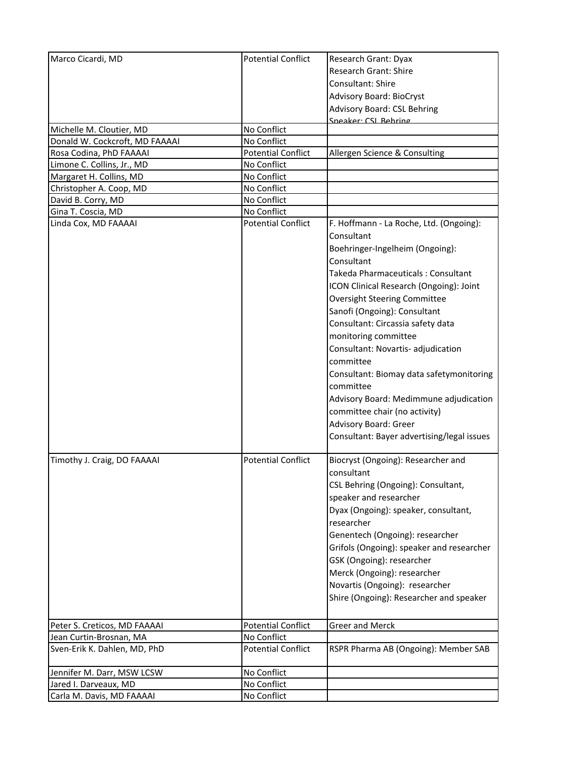| Marco Cicardi, MD | Potential Conflict | Research Grant: Dyax<br>Research Grant: Shire<br>Consultant: Shire<br>Advisory Board: BioCryst<br>Advisory Board: CSL Behring<br>Speaker: CSL Behring |
|---|---|---|
| Michelle M. Cloutier, MD | No Conflict | |
| Donald W. Cockcroft, MD FAAAAI | No Conflict | |
| Rosa Codina, PhD FAAAAI | Potential Conflict | Allergen Science & Consulting |
| Limone C. Collins, Jr., MD | No Conflict | |
| Margaret H. Collins, MD | No Conflict | |
| Christopher A. Coop, MD | No Conflict | |
| David B. Corry, MD | No Conflict | |
| Gina T. Coscia, MD | No Conflict | |
| Linda Cox, MD FAAAAI | Potential Conflict | F. Hoffmann - La Roche, Ltd. (Ongoing): Consultant<br>Boehringer-Ingelheim (Ongoing): Consultant<br>Takeda Pharmaceuticals : Consultant<br>ICON Clinical Research (Ongoing): Joint Oversight Steering Committee<br>Sanofi (Ongoing): Consultant<br>Consultant: Circassia safety data monitoring committee<br>Consultant: Novartis- adjudication committee<br>Consultant: Biomay data safetymonitoring committee<br>Advisory Board: Medimmune adjudication committee chair (no activity)<br>Advisory Board: Greer<br>Consultant: Bayer advertising/legal issues |
| Timothy J. Craig, DO FAAAAI | Potential Conflict | Biocryst (Ongoing): Researcher and consultant<br>CSL Behring (Ongoing): Consultant, speaker and researcher<br>Dyax (Ongoing): speaker, consultant, researcher<br>Genentech (Ongoing): researcher<br>Grifols (Ongoing): speaker and researcher<br>GSK (Ongoing): researcher<br>Merck (Ongoing): researcher<br>Novartis (Ongoing): researcher<br>Shire (Ongoing): Researcher and speaker |
| Peter S. Creticos, MD FAAAAI | Potential Conflict | Greer and Merck |
| Jean Curtin-Brosnan, MA | No Conflict | |
| Sven-Erik K. Dahlen, MD, PhD | Potential Conflict | RSPR Pharma AB (Ongoing): Member SAB |
| Jennifer M. Darr, MSW LCSW | No Conflict | |
| Jared I. Darveaux, MD | No Conflict | |
| Carla M. Davis, MD FAAAAI | No Conflict | |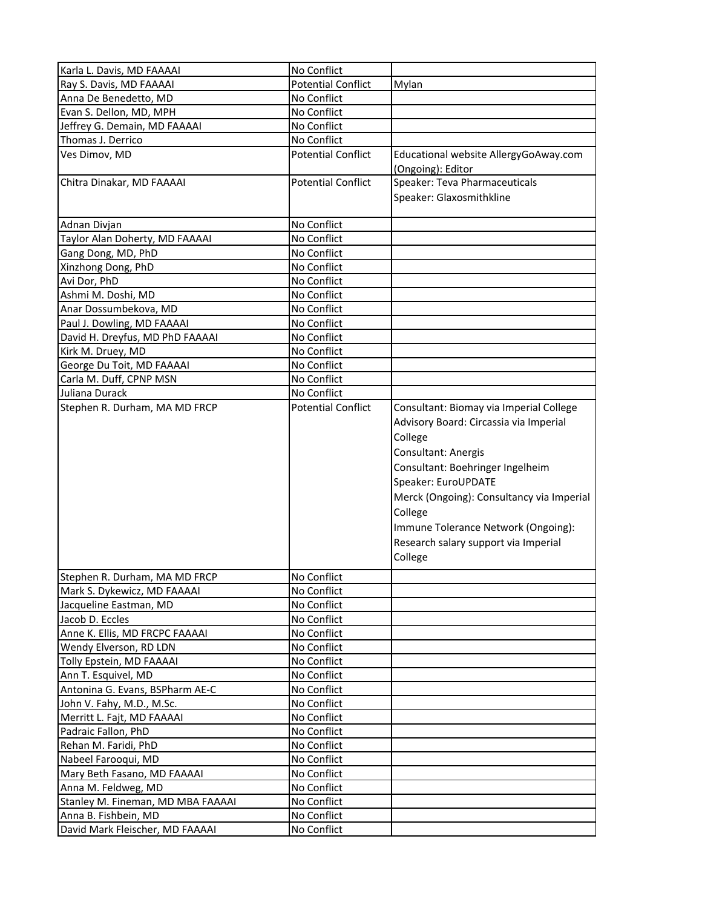| | | |
|---|---|---|
| Karla L. Davis, MD FAAAAI | No Conflict | |
| Ray S. Davis, MD FAAAAI | Potential Conflict | Mylan |
| Anna De Benedetto, MD | No Conflict | |
| Evan S. Dellon, MD, MPH | No Conflict | |
| Jeffrey G. Demain, MD FAAAAI | No Conflict | |
| Thomas J. Derrico | No Conflict | |
| Ves Dimov, MD | Potential Conflict | Educational website AllergyGoAway.com (Ongoing): Editor |
| Chitra Dinakar, MD FAAAAI | Potential Conflict | Speaker: Teva Pharmaceuticals<br>Speaker: Glaxosmithkline |
| Adnan Divjan | No Conflict | |
| Taylor Alan Doherty, MD FAAAAI | No Conflict | |
| Gang Dong, MD, PhD | No Conflict | |
| Xinzhong Dong, PhD | No Conflict | |
| Avi Dor, PhD | No Conflict | |
| Ashmi M. Doshi, MD | No Conflict | |
| Anar Dossumbekova, MD | No Conflict | |
| Paul J. Dowling, MD FAAAAI | No Conflict | |
| David H. Dreyfus, MD PhD FAAAAI | No Conflict | |
| Kirk M. Druey, MD | No Conflict | |
| George Du Toit, MD FAAAAI | No Conflict | |
| Carla M. Duff, CPNP MSN | No Conflict | |
| Juliana Durack | No Conflict | |
| Stephen R. Durham, MA MD FRCP | Potential Conflict | Consultant: Biomay via Imperial College<br>Advisory Board: Circassia via Imperial College<br>Consultant: Anergis<br>Consultant: Boehringer Ingelheim<br>Speaker: EuroUPDATE<br>Merck (Ongoing): Consultancy via Imperial College<br>Immune Tolerance Network (Ongoing): Research salary support via Imperial College |
| Stephen R. Durham, MA MD FRCP | No Conflict | |
| Mark S. Dykewicz, MD FAAAAI | No Conflict | |
| Jacqueline Eastman, MD | No Conflict | |
| Jacob D. Eccles | No Conflict | |
| Anne K. Ellis, MD FRCPC FAAAAI | No Conflict | |
| Wendy Elverson, RD LDN | No Conflict | |
| Tolly Epstein, MD FAAAAI | No Conflict | |
| Ann T. Esquivel, MD | No Conflict | |
| Antonina G. Evans, BSPharm AE-C | No Conflict | |
| John V. Fahy, M.D., M.Sc. | No Conflict | |
| Merritt L. Fajt, MD FAAAAI | No Conflict | |
| Padraic Fallon, PhD | No Conflict | |
| Rehan M. Faridi, PhD | No Conflict | |
| Nabeel Farooqui, MD | No Conflict | |
| Mary Beth Fasano, MD FAAAAI | No Conflict | |
| Anna M. Feldweg, MD | No Conflict | |
| Stanley M. Fineman, MD MBA FAAAAI | No Conflict | |
| Anna B. Fishbein, MD | No Conflict | |
| David Mark Fleischer, MD FAAAAI | No Conflict | |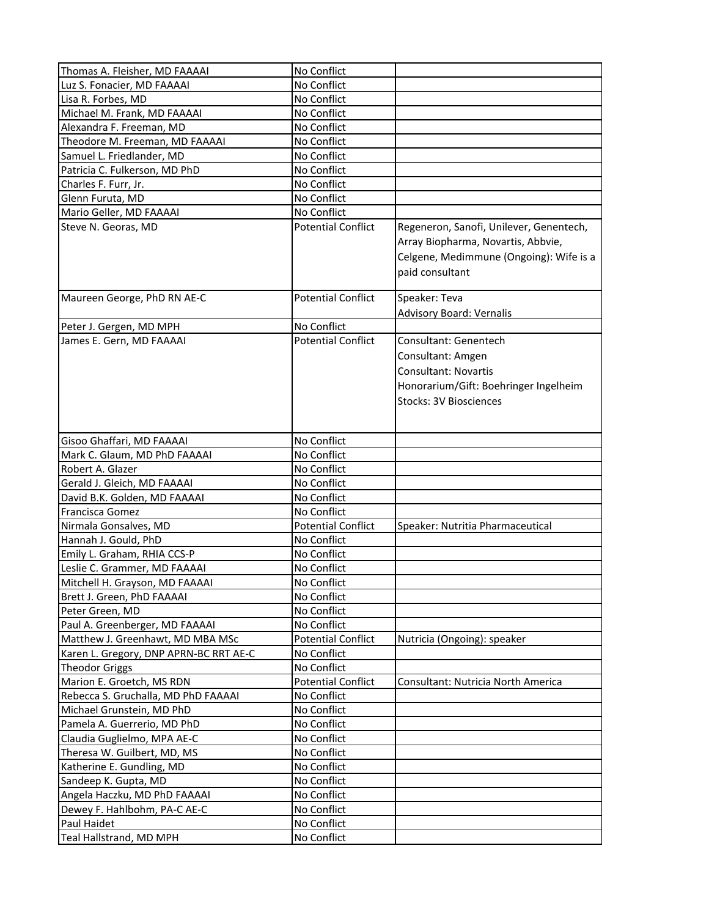| Thomas A. Fleisher, MD FAAAAI | No Conflict | |
|---|---|---|
| Luz S. Fonacier, MD FAAAAI | No Conflict | |
| Lisa R. Forbes, MD | No Conflict | |
| Michael M. Frank, MD FAAAAI | No Conflict | |
| Alexandra F. Freeman, MD | No Conflict | |
| Theodore M. Freeman, MD FAAAAI | No Conflict | |
| Samuel L. Friedlander, MD | No Conflict | |
| Patricia C. Fulkerson, MD PhD | No Conflict | |
| Charles F. Furr, Jr. | No Conflict | |
| Glenn Furuta, MD | No Conflict | |
| Mario Geller, MD FAAAAI | No Conflict | |
| Steve N. Georas, MD | Potential Conflict | Regeneron, Sanofi, Unilever, Genentech, Array Biopharma, Novartis, Abbvie, Celgene, Medimmune (Ongoing): Wife is a paid consultant |
| Maureen George, PhD RN AE-C | Potential Conflict | Speaker: Teva<br>Advisory Board: Vernalis |
| Peter J. Gergen, MD MPH | No Conflict | |
| James E. Gern, MD FAAAAI | Potential Conflict | Consultant: Genentech<br>Consultant: Amgen<br>Consultant: Novartis<br>Honorarium/Gift: Boehringer Ingelheim<br>Stocks: 3V Biosciences |
| Gisoo Ghaffari, MD FAAAAI | No Conflict | |
| Mark C. Glaum, MD PhD FAAAAI | No Conflict | |
| Robert A. Glazer | No Conflict | |
| Gerald J. Gleich, MD FAAAAI | No Conflict | |
| David B.K. Golden, MD FAAAAI | No Conflict | |
| Francisca Gomez | No Conflict | |
| Nirmala Gonsalves, MD | Potential Conflict | Speaker: Nutritia Pharmaceutical |
| Hannah J. Gould, PhD | No Conflict | |
| Emily L. Graham, RHIA CCS-P | No Conflict | |
| Leslie C. Grammer, MD FAAAAI | No Conflict | |
| Mitchell H. Grayson, MD FAAAAI | No Conflict | |
| Brett J. Green, PhD FAAAAI | No Conflict | |
| Peter Green, MD | No Conflict | |
| Paul A. Greenberger, MD FAAAAI | No Conflict | |
| Matthew J. Greenhawt, MD MBA MSc | Potential Conflict | Nutricia (Ongoing): speaker |
| Karen L. Gregory, DNP APRN-BC RRT AE-C | No Conflict | |
| Theodor Griggs | No Conflict | |
| Marion E. Groetch, MS RDN | Potential Conflict | Consultant: Nutricia North America |
| Rebecca S. Gruchalla, MD PhD FAAAAI | No Conflict | |
| Michael Grunstein, MD PhD | No Conflict | |
| Pamela A. Guerrerio, MD PhD | No Conflict | |
| Claudia Guglielmo, MPA AE-C | No Conflict | |
| Theresa W. Guilbert, MD, MS | No Conflict | |
| Katherine E. Gundling, MD | No Conflict | |
| Sandeep K. Gupta, MD | No Conflict | |
| Angela Haczku, MD PhD FAAAAI | No Conflict | |
| Dewey F. Hahlbohm, PA-C AE-C | No Conflict | |
| Paul Haidet | No Conflict | |
| Teal Hallstrand, MD MPH | No Conflict | |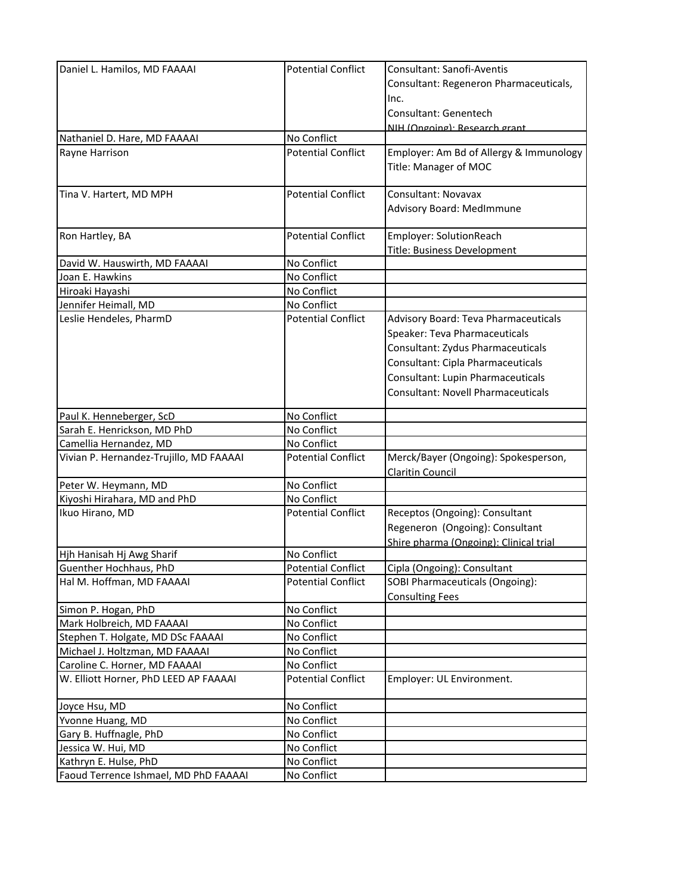| Daniel L. Hamilos, MD FAAAAI | Potential Conflict | Consultant: Sanofi-Aventis<br>Consultant: Regeneron Pharmaceuticals, Inc.<br>Consultant: Genentech<br>NIH (Ongoing): Research grant |
|---|---|---|
| Nathaniel D. Hare, MD FAAAAI | No Conflict | |
| Rayne Harrison | Potential Conflict | Employer: Am Bd of Allergy & Immunology<br>Title: Manager of MOC |
| Tina V. Hartert, MD MPH | Potential Conflict | Consultant: Novavax<br>Advisory Board: MedImmune |
| Ron Hartley, BA | Potential Conflict | Employer: SolutionReach<br>Title: Business Development |
| David W. Hauswirth, MD FAAAAI | No Conflict | |
| Joan E. Hawkins | No Conflict | |
| Hiroaki Hayashi | No Conflict | |
| Jennifer Heimall, MD | No Conflict | |
| Leslie Hendeles, PharmD | Potential Conflict | Advisory Board: Teva Pharmaceuticals<br>Speaker: Teva Pharmaceuticals<br>Consultant: Zydus Pharmaceuticals<br>Consultant: Cipla Pharmaceuticals<br>Consultant: Lupin Pharmaceuticals<br>Consultant: Novell Pharmaceuticals |
| Paul K. Henneberger, ScD | No Conflict | |
| Sarah E. Henrickson, MD PhD | No Conflict | |
| Camellia Hernandez, MD | No Conflict | |
| Vivian P. Hernandez-Trujillo, MD FAAAAI | Potential Conflict | Merck/Bayer (Ongoing): Spokesperson, Claritin Council |
| Peter W. Heymann, MD | No Conflict | |
| Kiyoshi Hirahara, MD and PhD | No Conflict | |
| Ikuo Hirano, MD | Potential Conflict | Receptos (Ongoing): Consultant<br>Regeneron (Ongoing): Consultant<br>Shire pharma (Ongoing): Clinical trial |
| Hjh Hanisah Hj Awg Sharif | No Conflict | |
| Guenther Hochhaus, PhD | Potential Conflict | Cipla (Ongoing): Consultant |
| Hal M. Hoffman, MD FAAAAI | Potential Conflict | SOBI Pharmaceuticals (Ongoing): Consulting Fees |
| Simon P. Hogan, PhD | No Conflict | |
| Mark Holbreich, MD FAAAAI | No Conflict | |
| Stephen T. Holgate, MD DSc FAAAAI | No Conflict | |
| Michael J. Holtzman, MD FAAAAI | No Conflict | |
| Caroline C. Horner, MD FAAAAI | No Conflict | |
| W. Elliott Horner, PhD LEED AP FAAAAI | Potential Conflict | Employer: UL Environment. |
| Joyce Hsu, MD | No Conflict | |
| Yvonne Huang, MD | No Conflict | |
| Gary B. Huffnagle, PhD | No Conflict | |
| Jessica W. Hui, MD | No Conflict | |
| Kathryn E. Hulse, PhD | No Conflict | |
| Faoud Terrence Ishmael, MD PhD FAAAAI | No Conflict | |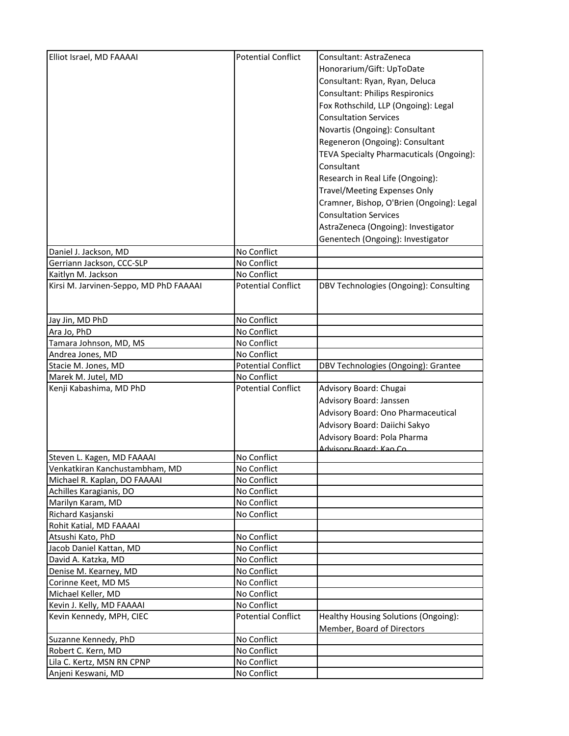| | | |
|---|---|---|
| Elliot Israel, MD FAAAAI | Potential Conflict | Consultant: AstraZeneca<br>Honorarium/Gift: UpToDate<br>Consultant: Ryan, Ryan, Deluca<br>Consultant: Philips Respironics<br>Fox Rothschild, LLP (Ongoing): Legal Consultation Services<br>Novartis (Ongoing): Consultant<br>Regeneron (Ongoing): Consultant<br>TEVA Specialty Pharmacuticals (Ongoing): Consultant<br>Research in Real Life (Ongoing): Travel/Meeting Expenses Only<br>Cramner, Bishop, O'Brien (Ongoing): Legal Consultation Services<br>AstraZeneca (Ongoing): Investigator<br>Genentech (Ongoing): Investigator |
| Daniel J. Jackson, MD | No Conflict | |
| Gerriann Jackson, CCC-SLP | No Conflict | |
| Kaitlyn M. Jackson | No Conflict | |
| Kirsi M. Jarvinen-Seppo, MD PhD FAAAAI | Potential Conflict | DBV Technologies (Ongoing): Consulting |
| Jay Jin, MD PhD | No Conflict | |
| Ara Jo, PhD | No Conflict | |
| Tamara Johnson, MD, MS | No Conflict | |
| Andrea Jones, MD | No Conflict | |
| Stacie M. Jones, MD | Potential Conflict | DBV Technologies (Ongoing): Grantee |
| Marek M. Jutel, MD | No Conflict | |
| Kenji Kabashima, MD PhD | Potential Conflict | Advisory Board: Chugai<br>Advisory Board: Janssen<br>Advisory Board: Ono Pharmaceutical<br>Advisory Board: Daiichi Sakyo<br>Advisory Board: Pola Pharma<br>Advisory Board: Kao Co. |
| Steven L. Kagen, MD FAAAAI | No Conflict | |
| Venkatkiran Kanchustambham, MD | No Conflict | |
| Michael R. Kaplan, DO FAAAAI | No Conflict | |
| Achilles Karagianis, DO | No Conflict | |
| Marilyn Karam, MD | No Conflict | |
| Richard Kasjanski | No Conflict | |
| Rohit Katial, MD FAAAAI | | |
| Atsushi Kato, PhD | No Conflict | |
| Jacob Daniel Kattan, MD | No Conflict | |
| David A. Katzka, MD | No Conflict | |
| Denise M. Kearney, MD | No Conflict | |
| Corinne Keet, MD MS | No Conflict | |
| Michael Keller, MD | No Conflict | |
| Kevin J. Kelly, MD FAAAAI | No Conflict | |
| Kevin Kennedy, MPH, CIEC | Potential Conflict | Healthy Housing Solutions (Ongoing): Member, Board of Directors |
| Suzanne Kennedy, PhD | No Conflict | |
| Robert C. Kern, MD | No Conflict | |
| Lila C. Kertz, MSN RN CPNP | No Conflict | |
| Anjeni Keswani, MD | No Conflict | |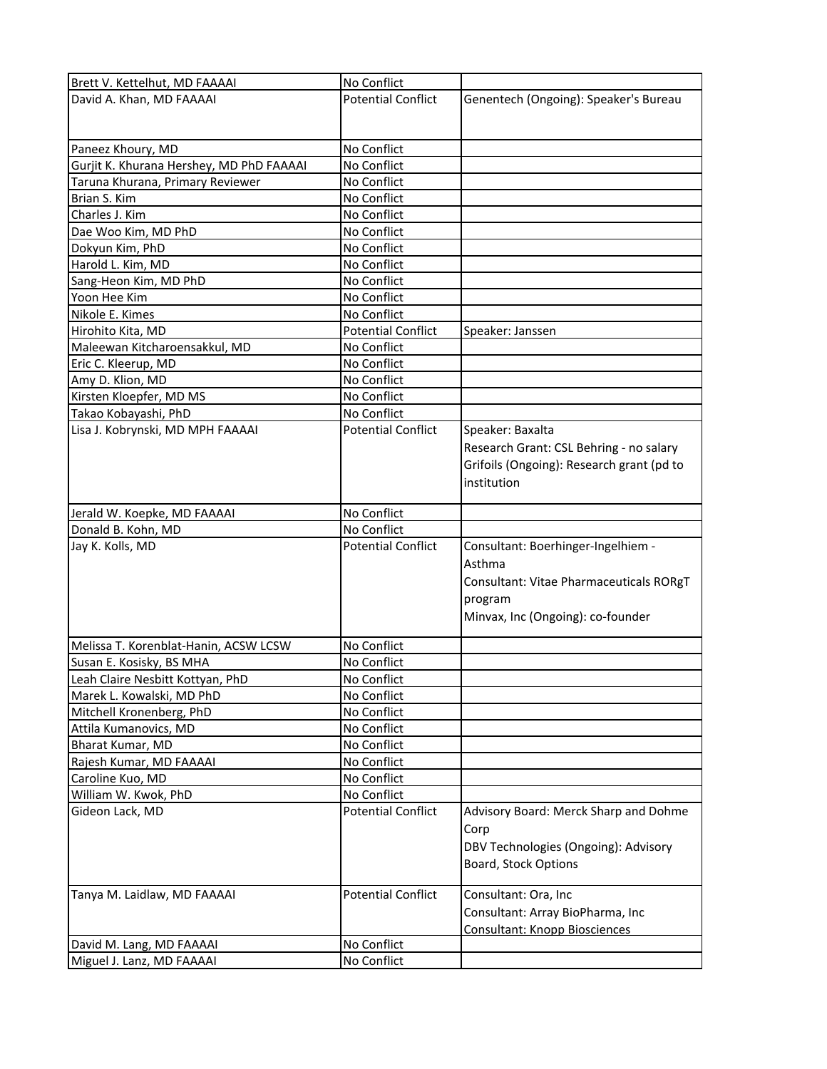| | | |
|---|---|---|
| Brett V. Kettelhut, MD FAAAAI | No Conflict | |
| David A. Khan, MD FAAAAI | Potential Conflict | Genentech (Ongoing): Speaker's Bureau |
| Paneez Khoury, MD | No Conflict | |
| Gurjit K. Khurana Hershey, MD PhD FAAAAI | No Conflict | |
| Taruna Khurana, Primary Reviewer | No Conflict | |
| Brian S. Kim | No Conflict | |
| Charles J. Kim | No Conflict | |
| Dae Woo Kim, MD PhD | No Conflict | |
| Dokyun Kim, PhD | No Conflict | |
| Harold L. Kim, MD | No Conflict | |
| Sang-Heon Kim, MD PhD | No Conflict | |
| Yoon Hee Kim | No Conflict | |
| Nikole E. Kimes | No Conflict | |
| Hirohito Kita, MD | Potential Conflict | Speaker: Janssen |
| Maleewan Kitcharoensakkul, MD | No Conflict | |
| Eric C. Kleerup, MD | No Conflict | |
| Amy D. Klion, MD | No Conflict | |
| Kirsten Kloepfer, MD MS | No Conflict | |
| Takao Kobayashi, PhD | No Conflict | |
| Lisa J. Kobrynski, MD MPH FAAAAI | Potential Conflict | Speaker: Baxalta<br>Research Grant: CSL Behring - no salary<br>Grifoils (Ongoing): Research grant (pd to institution |
| Jerald W. Koepke, MD FAAAAI | No Conflict | |
| Donald B. Kohn, MD | No Conflict | |
| Jay K. Kolls, MD | Potential Conflict | Consultant: Boerhinger-Ingelhiem - Asthma<br>Consultant: Vitae Pharmaceuticals RORgT program<br>Minvax, Inc (Ongoing): co-founder |
| Melissa T. Korenblat-Hanin, ACSW LCSW | No Conflict | |
| Susan E. Kosisky, BS MHA | No Conflict | |
| Leah Claire Nesbitt Kottyan, PhD | No Conflict | |
| Marek L. Kowalski, MD PhD | No Conflict | |
| Mitchell Kronenberg, PhD | No Conflict | |
| Attila Kumanovics, MD | No Conflict | |
| Bharat Kumar, MD | No Conflict | |
| Rajesh Kumar, MD FAAAAI | No Conflict | |
| Caroline Kuo, MD | No Conflict | |
| William W. Kwok, PhD | No Conflict | |
| Gideon Lack, MD | Potential Conflict | Advisory Board: Merck Sharp and Dohme Corp<br>DBV Technologies (Ongoing): Advisory Board, Stock Options |
| Tanya M. Laidlaw, MD FAAAAI | Potential Conflict | Consultant: Ora, Inc<br>Consultant: Array BioPharma, Inc<br>Consultant: Knopp Biosciences |
| David M. Lang, MD FAAAAI | No Conflict | |
| Miguel J. Lanz, MD FAAAAI | No Conflict | |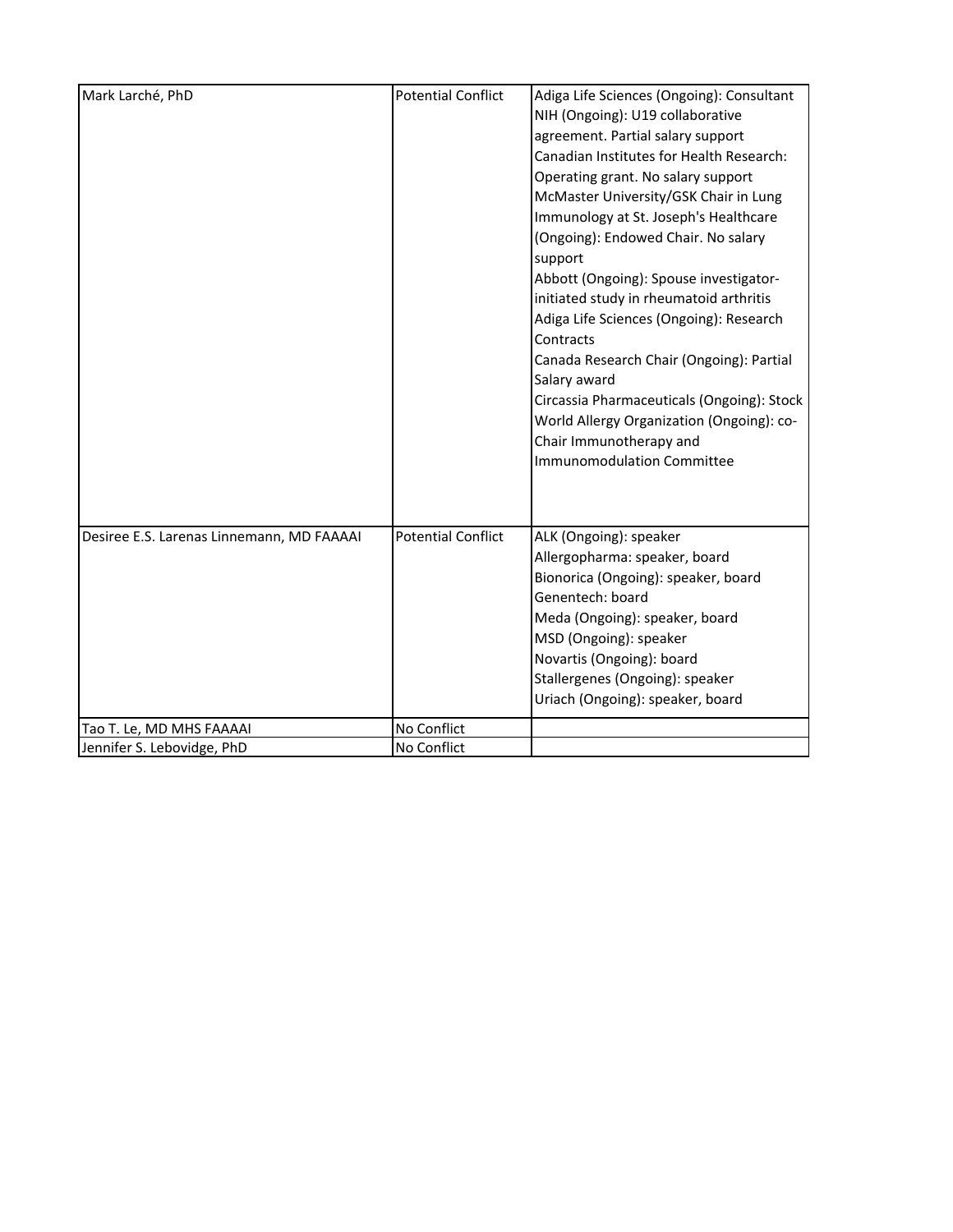| | | |
|---|---|---|
| Mark Larché, PhD | Potential Conflict | Adiga Life Sciences (Ongoing): Consultant<br>NIH (Ongoing): U19 collaborative agreement. Partial salary support<br>Canadian Institutes for Health Research: Operating grant. No salary support<br>McMaster University/GSK Chair in Lung Immunology at St. Joseph's Healthcare (Ongoing): Endowed Chair. No salary support<br>Abbott (Ongoing): Spouse investigator-initiated study in rheumatoid arthritis<br>Adiga Life Sciences (Ongoing): Research Contracts<br>Canada Research Chair (Ongoing): Partial Salary award<br>Circassia Pharmaceuticals (Ongoing): Stock<br>World Allergy Organization (Ongoing): co-Chair Immunotherapy and Immunomodulation Committee |
| Desiree E.S. Larenas Linnemann, MD FAAAAI | Potential Conflict | ALK (Ongoing): speaker<br>Allergopharma: speaker, board<br>Bionorica (Ongoing): speaker, board<br>Genentech: board<br>Meda (Ongoing): speaker, board<br>MSD (Ongoing): speaker<br>Novartis (Ongoing): board<br>Stallergenes (Ongoing): speaker<br>Uriach (Ongoing): speaker, board |
| Tao T. Le, MD MHS FAAAAI | No Conflict | |
| Jennifer S. Lebovidge, PhD | No Conflict | |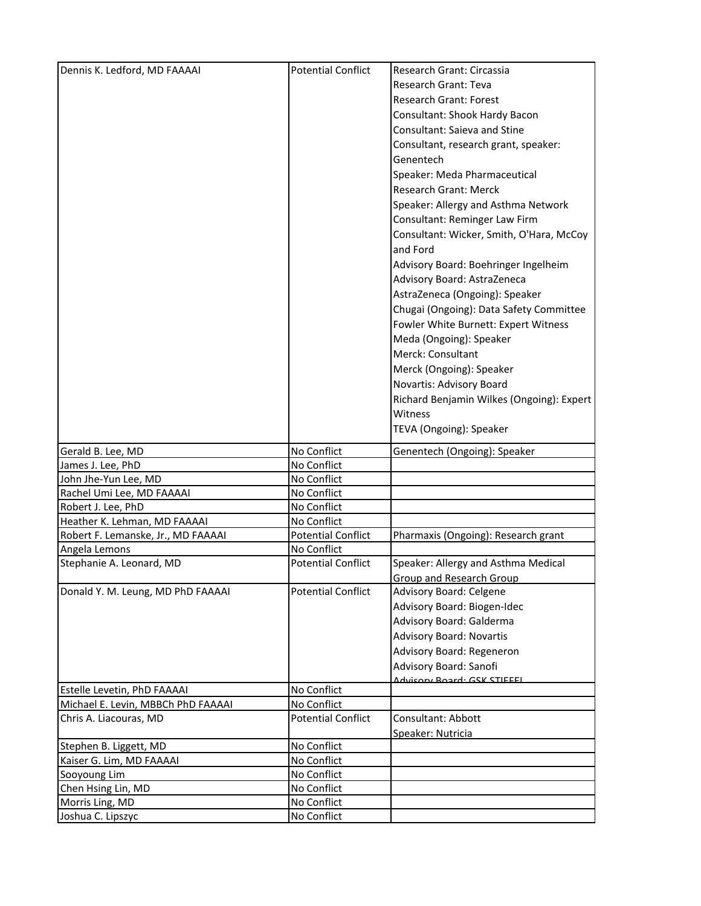| Dennis K. Ledford, MD FAAAAI | Potential Conflict | Research Grant: Circassia<br>Research Grant: Teva<br>Research Grant: Forest<br>Consultant: Shook Hardy Bacon<br>Consultant: Saieva and Stine<br>Consultant, research grant, speaker: Genentech<br>Speaker: Meda Pharmaceutical<br>Research Grant: Merck<br>Speaker: Allergy and Asthma Network<br>Consultant: Reminger Law Firm<br>Consultant: Wicker, Smith, O'Hara, McCoy and Ford<br>Advisory Board: Boehringer Ingelheim<br>Advisory Board: AstraZeneca<br>AstraZeneca (Ongoing): Speaker<br>Chugai (Ongoing): Data Safety Committee<br>Fowler White Burnett: Expert Witness<br>Meda (Ongoing): Speaker<br>Merck: Consultant<br>Merck (Ongoing): Speaker<br>Novartis: Advisory Board<br>Richard Benjamin Wilkes (Ongoing): Expert Witness<br>TEVA (Ongoing): Speaker |
|---|---|---|
| Gerald B. Lee, MD | No Conflict | Genentech (Ongoing): Speaker |
| James J. Lee, PhD | No Conflict | |
| John Jhe-Yun Lee, MD | No Conflict | |
| Rachel Umi Lee, MD FAAAAI | No Conflict | |
| Robert J. Lee, PhD | No Conflict | |
| Heather K. Lehman, MD FAAAAI | No Conflict | |
| Robert F. Lemanske, Jr., MD FAAAAI | Potential Conflict | Pharmaxis (Ongoing): Research grant |
| Angela Lemons | No Conflict | |
| Stephanie A. Leonard, MD | Potential Conflict | Speaker: Allergy and Asthma Medical Group and Research Group |
| Donald Y. M. Leung, MD PhD FAAAAI | Potential Conflict | Advisory Board: Celgene<br>Advisory Board: Biogen-Idec<br>Advisory Board: Galderma<br>Advisory Board: Novartis<br>Advisory Board: Regeneron<br>Advisory Board: Sanofi<br>Advisory Board: GSK STIEFEL |
| Estelle Levetin, PhD FAAAAI | No Conflict | |
| Michael E. Levin, MBBCh PhD FAAAAI | No Conflict | |
| Chris A. Liacouras, MD | Potential Conflict | Consultant: Abbott<br>Speaker: Nutricia |
| Stephen B. Liggett, MD | No Conflict | |
| Kaiser G. Lim, MD FAAAAI | No Conflict | |
| Sooyoung Lim | No Conflict | |
| Chen Hsing Lin, MD | No Conflict | |
| Morris Ling, MD | No Conflict | |
| Joshua C. Lipszyc | No Conflict | |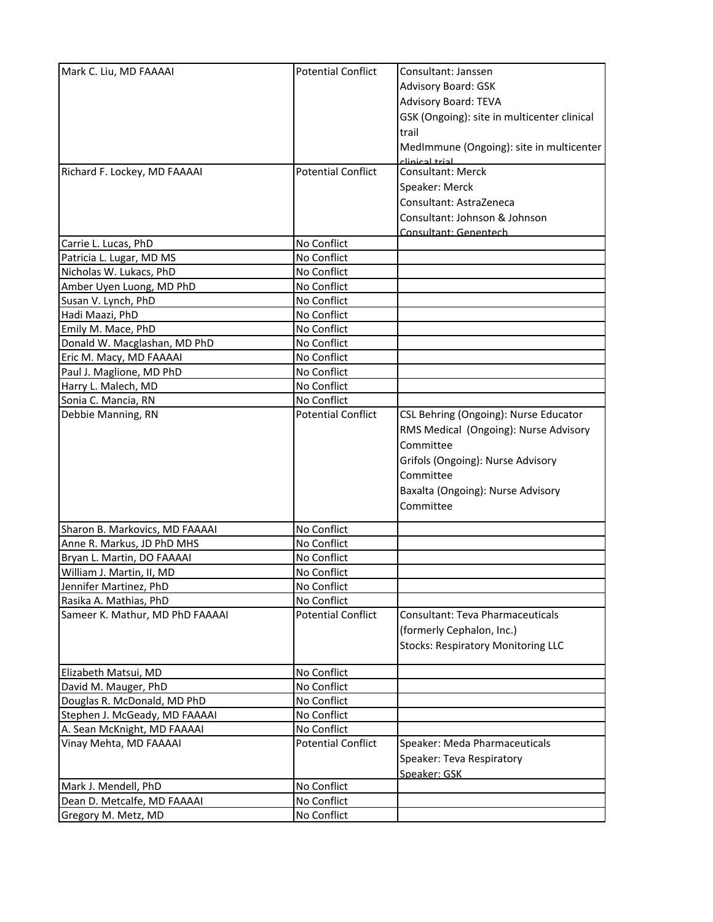| | | |
|---|---|---|
| Mark C. Liu, MD FAAAAI | Potential Conflict | Consultant: Janssen<br>Advisory Board: GSK<br>Advisory Board: TEVA<br>GSK (Ongoing): site in multicenter clinical trail<br>MedImmune (Ongoing): site in multicenter clinical trial |
| Richard F. Lockey, MD FAAAAI | Potential Conflict | Consultant: Merck<br>Speaker: Merck<br>Consultant: AstraZeneca<br>Consultant: Johnson & Johnson<br>Consultant: Genentech |
| Carrie L. Lucas, PhD | No Conflict | |
| Patricia L. Lugar, MD MS | No Conflict | |
| Nicholas W. Lukacs, PhD | No Conflict | |
| Amber Uyen Luong, MD PhD | No Conflict | |
| Susan V. Lynch, PhD | No Conflict | |
| Hadi Maazi, PhD | No Conflict | |
| Emily M. Mace, PhD | No Conflict | |
| Donald W. Macglashan, MD PhD | No Conflict | |
| Eric M. Macy, MD FAAAAI | No Conflict | |
| Paul J. Maglione, MD PhD | No Conflict | |
| Harry L. Malech, MD | No Conflict | |
| Sonia C. Mancia, RN | No Conflict | |
| Debbie Manning, RN | Potential Conflict | CSL Behring (Ongoing): Nurse Educator<br>RMS Medical (Ongoing): Nurse Advisory Committee<br>Grifols (Ongoing): Nurse Advisory Committee<br>Baxalta (Ongoing): Nurse Advisory Committee |
| Sharon B. Markovics, MD FAAAAI | No Conflict | |
| Anne R. Markus, JD PhD MHS | No Conflict | |
| Bryan L. Martin, DO FAAAAI | No Conflict | |
| William J. Martin, II, MD | No Conflict | |
| Jennifer Martinez, PhD | No Conflict | |
| Rasika A. Mathias, PhD | No Conflict | |
| Sameer K. Mathur, MD PhD FAAAAI | Potential Conflict | Consultant: Teva Pharmaceuticals (formerly Cephalon, Inc.)<br>Stocks: Respiratory Monitoring LLC |
| Elizabeth Matsui, MD | No Conflict | |
| David M. Mauger, PhD | No Conflict | |
| Douglas R. McDonald, MD PhD | No Conflict | |
| Stephen J. McGeady, MD FAAAAI | No Conflict | |
| A. Sean McKnight, MD FAAAAI | No Conflict | |
| Vinay Mehta, MD FAAAAI | Potential Conflict | Speaker: Meda Pharmaceuticals<br>Speaker: Teva Respiratory<br>Speaker: GSK |
| Mark J. Mendell, PhD | No Conflict | |
| Dean D. Metcalfe, MD FAAAAI | No Conflict | |
| Gregory M. Metz, MD | No Conflict | |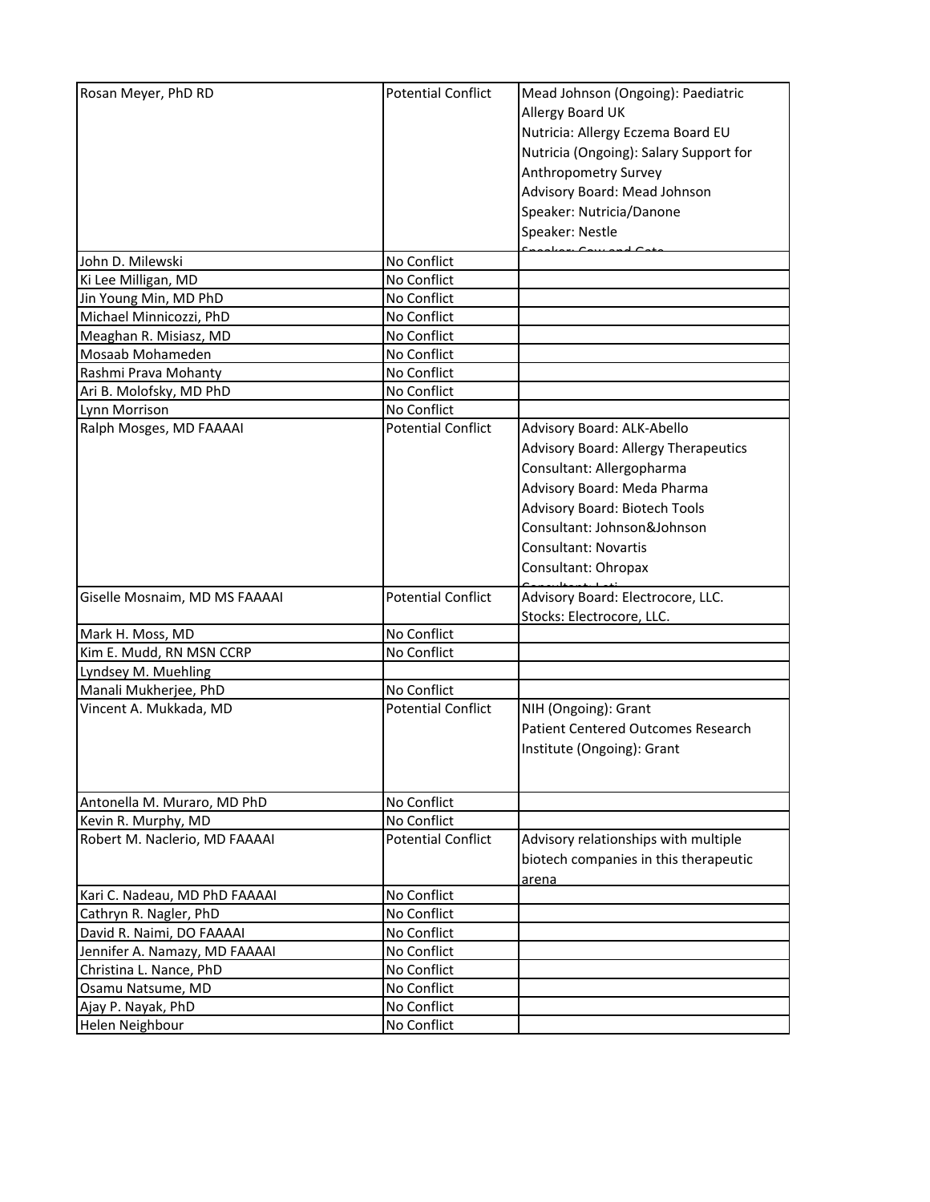| Rosan Meyer, PhD RD | Potential Conflict | Mead Johnson (Ongoing): Paediatric Allergy Board UK<br>Nutricia: Allergy Eczema Board EU<br>Nutricia (Ongoing): Salary Support for Anthropometry Survey<br>Advisory Board: Mead Johnson<br>Speaker: Nutricia/Danone<br>Speaker: Nestle<br>Speaker: Cow and Gate |
|---|---|---|
| John D. Milewski | No Conflict | |
| Ki Lee Milligan, MD | No Conflict | |
| Jin Young Min, MD PhD | No Conflict | |
| Michael Minnicozzi, PhD | No Conflict | |
| Meaghan R. Misiasz, MD | No Conflict | |
| Mosaab Mohameden | No Conflict | |
| Rashmi Prava Mohanty | No Conflict | |
| Ari B. Molofsky, MD PhD | No Conflict | |
| Lynn Morrison | No Conflict | |
| Ralph Mosges, MD FAAAAI | Potential Conflict | Advisory Board: ALK-Abello<br>Advisory Board: Allergy Therapeutics<br>Consultant: Allergopharma<br>Advisory Board: Meda Pharma<br>Advisory Board: Biotech Tools<br>Consultant: Johnson&Johnson<br>Consultant: Novartis<br>Consultant: Ohropax<br>Consultant: Leti |
| Giselle Mosnaim, MD MS FAAAAI | Potential Conflict | Advisory Board: Electrocore, LLC.<br>Stocks: Electrocore, LLC. |
| Mark H. Moss, MD | No Conflict | |
| Kim E. Mudd, RN MSN CCRP | No Conflict | |
| Lyndsey M. Muehling | | |
| Manali Mukherjee, PhD | No Conflict | |
| Vincent A. Mukkada, MD | Potential Conflict | NIH (Ongoing): Grant<br>Patient Centered Outcomes Research Institute (Ongoing): Grant |
| Antonella M. Muraro, MD PhD | No Conflict | |
| Kevin R. Murphy, MD | No Conflict | |
| Robert M. Naclerio, MD FAAAAI | Potential Conflict | Advisory relationships with multiple biotech companies in this therapeutic arena |
| Kari C. Nadeau, MD PhD FAAAAI | No Conflict | |
| Cathryn R. Nagler, PhD | No Conflict | |
| David R. Naimi, DO FAAAAI | No Conflict | |
| Jennifer A. Namazy, MD FAAAAI | No Conflict | |
| Christina L. Nance, PhD | No Conflict | |
| Osamu Natsume, MD | No Conflict | |
| Ajay P. Nayak, PhD | No Conflict | |
| Helen Neighbour | No Conflict | |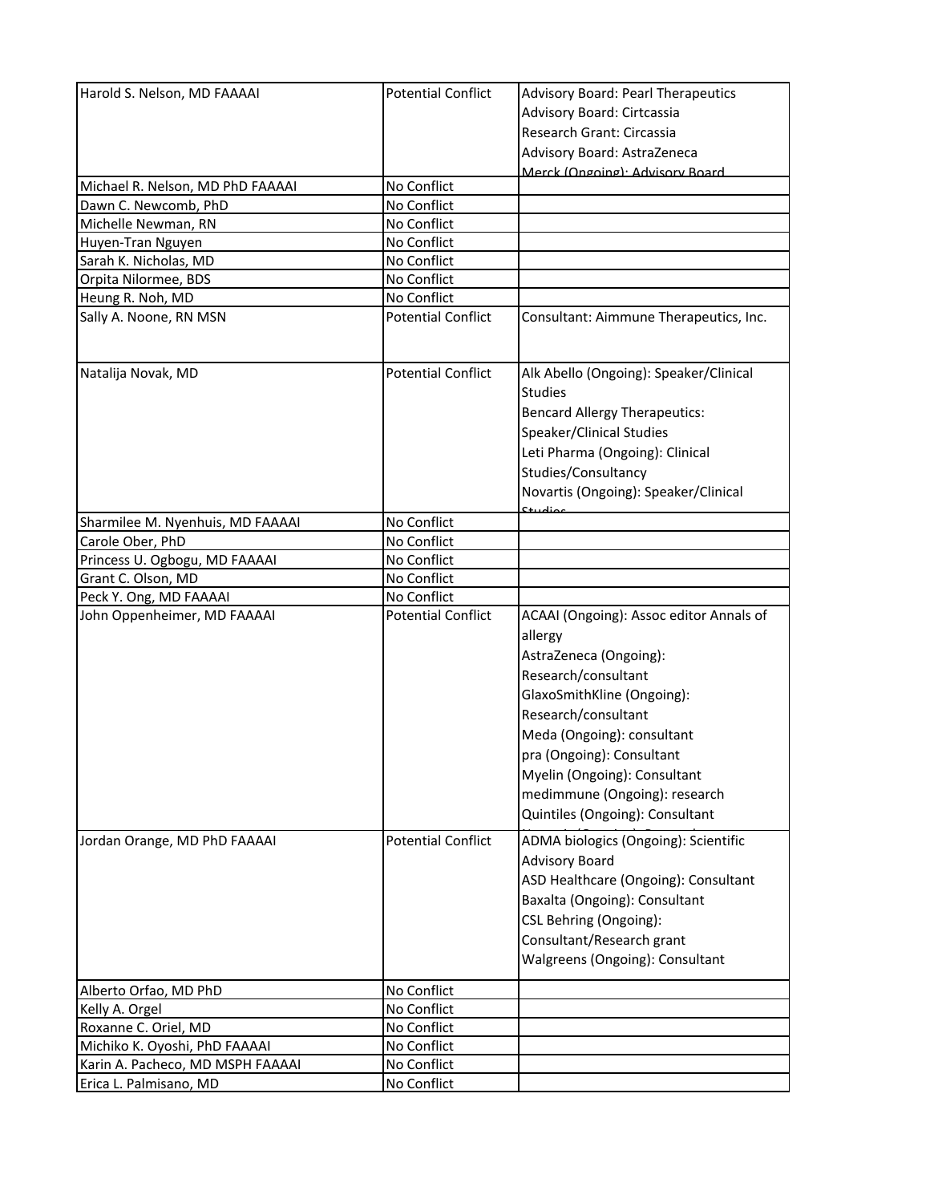| | | |
|---|---|---|
| Harold S. Nelson, MD FAAAAI | Potential Conflict | Advisory Board: Pearl Therapeutics<br>Advisory Board: Cirtcassia<br>Research Grant: Circassia<br>Advisory Board: AstraZeneca<br>Merck (Ongoing): Advisory Board |
| Michael R. Nelson, MD PhD FAAAAI | No Conflict | |
| Dawn C. Newcomb, PhD | No Conflict | |
| Michelle Newman, RN | No Conflict | |
| Huyen-Tran Nguyen | No Conflict | |
| Sarah K. Nicholas, MD | No Conflict | |
| Orpita Nilormee, BDS | No Conflict | |
| Heung R. Noh, MD | No Conflict | |
| Sally A. Noone, RN MSN | Potential Conflict | Consultant: Aimmune Therapeutics, Inc. |
| Natalija Novak, MD | Potential Conflict | Alk Abello (Ongoing): Speaker/Clinical Studies<br>Bencard Allergy Therapeutics: Speaker/Clinical Studies<br>Leti Pharma (Ongoing): Clinical Studies/Consultancy<br>Novartis (Ongoing): Speaker/Clinical Studies |
| Sharmilee M. Nyenhuis, MD FAAAAI | No Conflict | |
| Carole Ober, PhD | No Conflict | |
| Princess U. Ogbogu, MD FAAAAI | No Conflict | |
| Grant C. Olson, MD | No Conflict | |
| Peck Y. Ong, MD FAAAAI | No Conflict | |
| John Oppenheimer, MD FAAAAI | Potential Conflict | ACAAI (Ongoing): Assoc editor Annals of allergy<br>AstraZeneca (Ongoing): Research/consultant<br>GlaxoSmithKline (Ongoing): Research/consultant<br>Meda (Ongoing): consultant<br>pra (Ongoing): Consultant<br>Myelin (Ongoing): Consultant<br>medimmune (Ongoing): research<br>Quintiles (Ongoing): Consultant |
| Jordan Orange, MD PhD FAAAAI | Potential Conflict | ADMA biologics (Ongoing): Scientific Advisory Board<br>ASD Healthcare (Ongoing): Consultant<br>Baxalta (Ongoing): Consultant<br>CSL Behring (Ongoing): Consultant/Research grant<br>Walgreens (Ongoing): Consultant |
| Alberto Orfao, MD PhD | No Conflict | |
| Kelly A. Orgel | No Conflict | |
| Roxanne C. Oriel, MD | No Conflict | |
| Michiko K. Oyoshi, PhD FAAAAI | No Conflict | |
| Karin A. Pacheco, MD MSPH FAAAAI | No Conflict | |
| Erica L. Palmisano, MD | No Conflict | |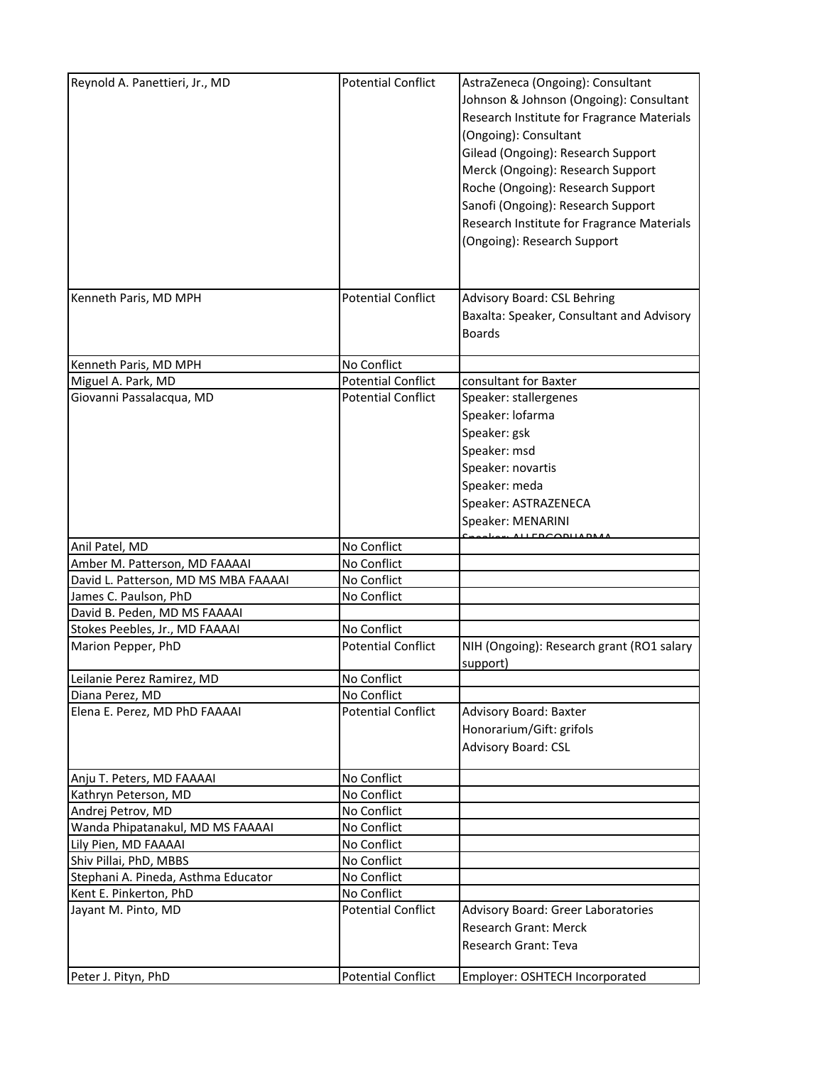| | | |
|---|---|---|
| Reynold A. Panettieri, Jr., MD | Potential Conflict | AstraZeneca (Ongoing): Consultant<br>Johnson & Johnson (Ongoing): Consultant<br>Research Institute for Fragrance Materials (Ongoing): Consultant<br>Gilead (Ongoing): Research Support<br>Merck (Ongoing): Research Support<br>Roche (Ongoing): Research Support<br>Sanofi (Ongoing): Research Support<br>Research Institute for Fragrance Materials (Ongoing): Research Support |
| Kenneth Paris, MD MPH | Potential Conflict | Advisory Board: CSL Behring<br>Baxalta: Speaker, Consultant and Advisory Boards |
| Kenneth Paris, MD MPH | No Conflict | |
| Miguel A. Park, MD | Potential Conflict | consultant for Baxter |
| Giovanni Passalacqua, MD | Potential Conflict | Speaker: stallergenes<br>Speaker: lofarma<br>Speaker: gsk<br>Speaker: msd<br>Speaker: novartis<br>Speaker: meda<br>Speaker: ASTRAZENECA<br>Speaker: MENARINI<br>Speaker: ALLERGOPHARMA |
| Anil Patel, MD | No Conflict | |
| Amber M. Patterson, MD FAAAAI | No Conflict | |
| David L. Patterson, MD MS MBA FAAAAI | No Conflict | |
| James C. Paulson, PhD | No Conflict | |
| David B. Peden, MD MS FAAAAI | | |
| Stokes Peebles, Jr., MD FAAAAI | No Conflict | |
| Marion Pepper, PhD | Potential Conflict | NIH (Ongoing): Research grant (RO1 salary support) |
| Leilanie Perez Ramirez, MD | No Conflict | |
| Diana Perez, MD | No Conflict | |
| Elena E. Perez, MD PhD FAAAAI | Potential Conflict | Advisory Board: Baxter<br>Honorarium/Gift: grifols<br>Advisory Board: CSL |
| Anju T. Peters, MD FAAAAI | No Conflict | |
| Kathryn Peterson, MD | No Conflict | |
| Andrej Petrov, MD | No Conflict | |
| Wanda Phipatanakul, MD MS FAAAAI | No Conflict | |
| Lily Pien, MD FAAAAI | No Conflict | |
| Shiv Pillai, PhD, MBBS | No Conflict | |
| Stephani A. Pineda, Asthma Educator | No Conflict | |
| Kent E. Pinkerton, PhD | No Conflict | |
| Jayant M. Pinto, MD | Potential Conflict | Advisory Board: Greer Laboratories<br>Research Grant: Merck<br>Research Grant: Teva |
| Peter J. Pityn, PhD | Potential Conflict | Employer: OSHTECH Incorporated |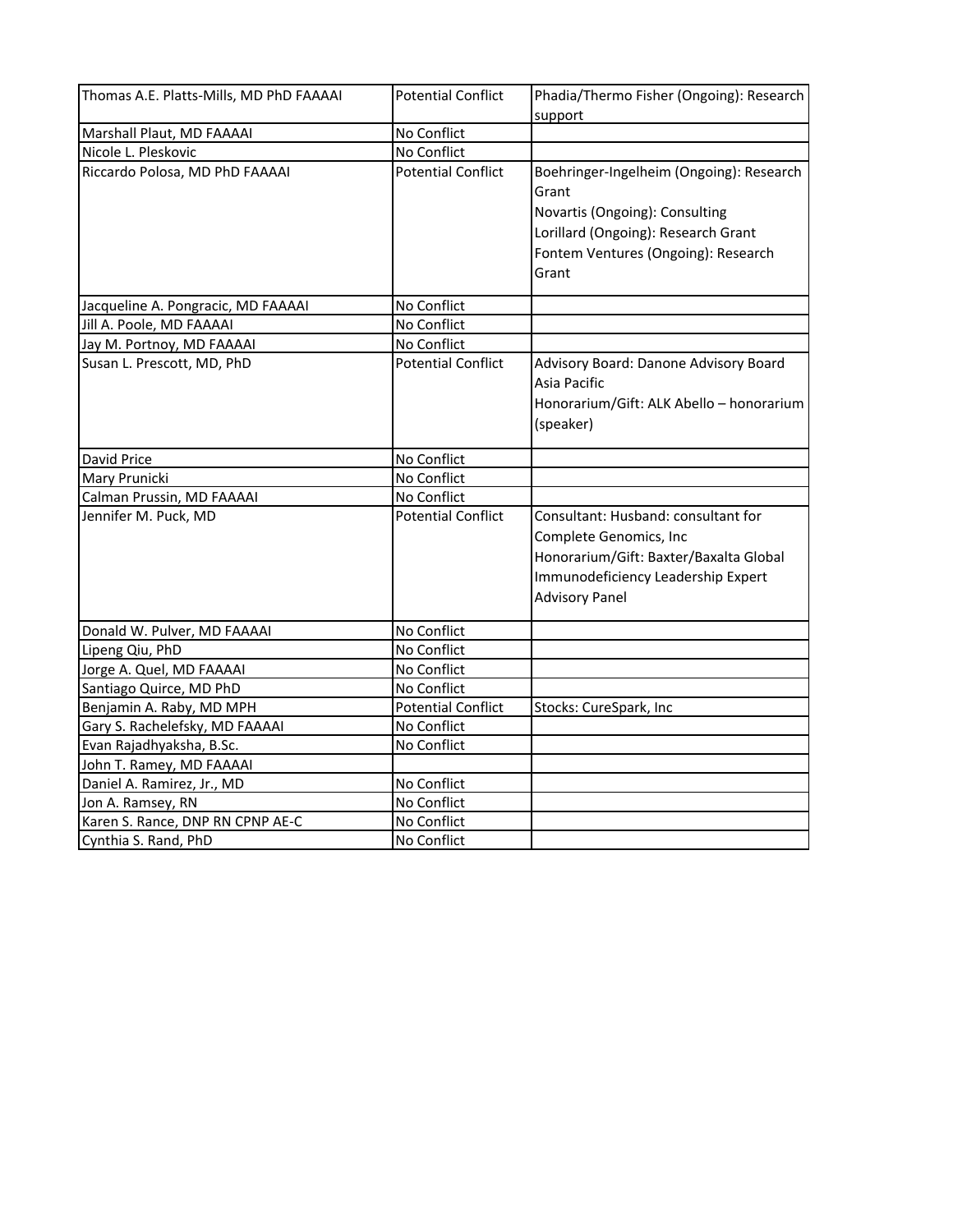| Thomas A.E. Platts-Mills, MD PhD FAAAAI | Potential Conflict | Phadia/Thermo Fisher (Ongoing): Research support |
|---|---|---|
| Marshall Plaut, MD FAAAAI | No Conflict | |
| Nicole L. Pleskovic | No Conflict | |
| Riccardo Polosa, MD PhD FAAAAI | Potential Conflict | Boehringer-Ingelheim (Ongoing): Research Grant<br>Novartis (Ongoing): Consulting<br>Lorillard (Ongoing): Research Grant<br>Fontem Ventures (Ongoing): Research Grant |
| Jacqueline A. Pongracic, MD FAAAAI | No Conflict | |
| Jill A. Poole, MD FAAAAI | No Conflict | |
| Jay M. Portnoy, MD FAAAAI | No Conflict | |
| Susan L. Prescott, MD, PhD | Potential Conflict | Advisory Board: Danone Advisory Board Asia Pacific<br>Honorarium/Gift: ALK Abello – honorarium (speaker) |
| David Price | No Conflict | |
| Mary Prunicki | No Conflict | |
| Calman Prussin, MD FAAAAI | No Conflict | |
| Jennifer M. Puck, MD | Potential Conflict | Consultant: Husband: consultant for Complete Genomics, Inc<br>Honorarium/Gift: Baxter/Baxalta Global Immunodeficiency Leadership Expert Advisory Panel |
| Donald W. Pulver, MD FAAAAI | No Conflict | |
| Lipeng Qiu, PhD | No Conflict | |
| Jorge A. Quel, MD FAAAAI | No Conflict | |
| Santiago Quirce, MD PhD | No Conflict | |
| Benjamin A. Raby, MD MPH | Potential Conflict | Stocks: CureSpark, Inc |
| Gary S. Rachelefsky, MD FAAAAI | No Conflict | |
| Evan Rajadhyaksha, B.Sc. | No Conflict | |
| John T. Ramey, MD FAAAAI | | |
| Daniel A. Ramirez, Jr., MD | No Conflict | |
| Jon A. Ramsey, RN | No Conflict | |
| Karen S. Rance, DNP RN CPNP AE-C | No Conflict | |
| Cynthia S. Rand, PhD | No Conflict | |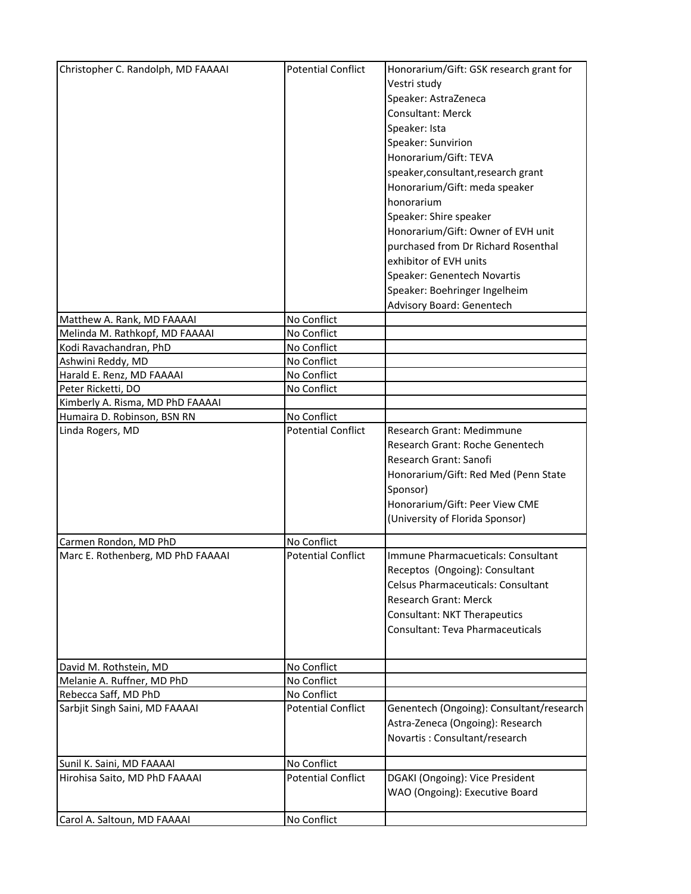| | | |
|---|---|---|
| Christopher C. Randolph, MD FAAAAI | Potential Conflict | Honorarium/Gift: GSK research grant for Vestri study<br>Speaker: AstraZeneca<br>Consultant: Merck<br>Speaker: Ista<br>Speaker: Sunvirion<br>Honorarium/Gift: TEVA speaker,consultant,research grant<br>Honorarium/Gift: meda speaker honorarium<br>Speaker: Shire speaker<br>Honorarium/Gift: Owner of EVH unit purchased from Dr Richard Rosenthal exhibitor of EVH units<br>Speaker: Genentech Novartis<br>Speaker: Boehringer Ingelheim<br>Advisory Board: Genentech |
| Matthew A. Rank, MD FAAAAI | No Conflict | |
| Melinda M. Rathkopf, MD FAAAAI | No Conflict | |
| Kodi Ravachandran, PhD | No Conflict | |
| Ashwini Reddy, MD | No Conflict | |
| Harald E. Renz, MD FAAAAI | No Conflict | |
| Peter Ricketti, DO | No Conflict | |
| Kimberly A. Risma, MD PhD FAAAAI | | |
| Humaira D. Robinson, BSN RN | No Conflict | |
| Linda Rogers, MD | Potential Conflict | Research Grant: Medimmune<br>Research Grant: Roche Genentech<br>Research Grant: Sanofi<br>Honorarium/Gift: Red Med (Penn State Sponsor)<br>Honorarium/Gift: Peer View CME (University of Florida Sponsor) |
| Carmen Rondon, MD PhD | No Conflict | |
| Marc E. Rothenberg, MD PhD FAAAAI | Potential Conflict | Immune Pharmacueticals: Consultant<br>Receptos (Ongoing): Consultant<br>Celsus Pharmaceuticals: Consultant<br>Research Grant: Merck<br>Consultant: NKT Therapeutics<br>Consultant: Teva Pharmaceuticals |
| David M. Rothstein, MD | No Conflict | |
| Melanie A. Ruffner, MD PhD | No Conflict | |
| Rebecca Saff, MD PhD | No Conflict | |
| Sarbjit Singh Saini, MD FAAAAI | Potential Conflict | Genentech (Ongoing): Consultant/research<br>Astra-Zeneca (Ongoing): Research<br>Novartis : Consultant/research |
| Sunil K. Saini, MD FAAAAI | No Conflict | |
| Hirohisa Saito, MD PhD FAAAAI | Potential Conflict | DGAKI (Ongoing): Vice President<br>WAO (Ongoing): Executive Board |
| Carol A. Saltoun, MD FAAAAI | No Conflict | |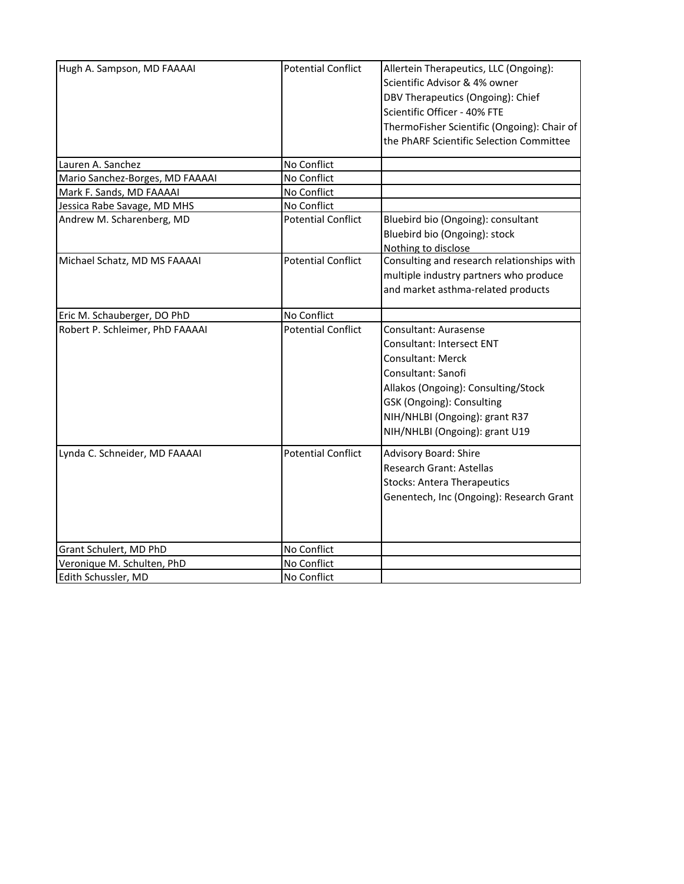| Hugh A. Sampson, MD FAAAAI | Potential Conflict | Allertein Therapeutics, LLC (Ongoing): Scientific Advisor & 4% owner<br>DBV Therapeutics (Ongoing): Chief Scientific Officer - 40% FTE<br>ThermoFisher Scientific (Ongoing): Chair of the PhARF Scientific Selection Committee |
|---|---|---|
| Lauren A. Sanchez | No Conflict | |
| Mario Sanchez-Borges, MD FAAAAI | No Conflict | |
| Mark F. Sands, MD FAAAAI | No Conflict | |
| Jessica Rabe Savage, MD MHS | No Conflict | |
| Andrew M. Scharenberg, MD | Potential Conflict | Bluebird bio (Ongoing): consultant<br>Bluebird bio (Ongoing): stock<br>Nothing to disclose |
| Michael Schatz, MD MS FAAAAI | Potential Conflict | Consulting and research relationships with multiple industry partners who produce and market asthma-related products |
| Eric M. Schauberger, DO PhD | No Conflict | |
| Robert P. Schleimer, PhD FAAAAI | Potential Conflict | Consultant: Aurasense<br>Consultant: Intersect ENT<br>Consultant: Merck<br>Consultant: Sanofi<br>Allakos (Ongoing): Consulting/Stock<br>GSK (Ongoing): Consulting<br>NIH/NHLBI (Ongoing): grant R37<br>NIH/NHLBI (Ongoing): grant U19 |
| Lynda C. Schneider, MD FAAAAI | Potential Conflict | Advisory Board: Shire<br>Research Grant: Astellas<br>Stocks: Antera Therapeutics<br>Genentech, Inc (Ongoing): Research Grant |
| Grant Schulert, MD PhD | No Conflict | |
| Veronique M. Schulten, PhD | No Conflict | |
| Edith Schussler, MD | No Conflict | |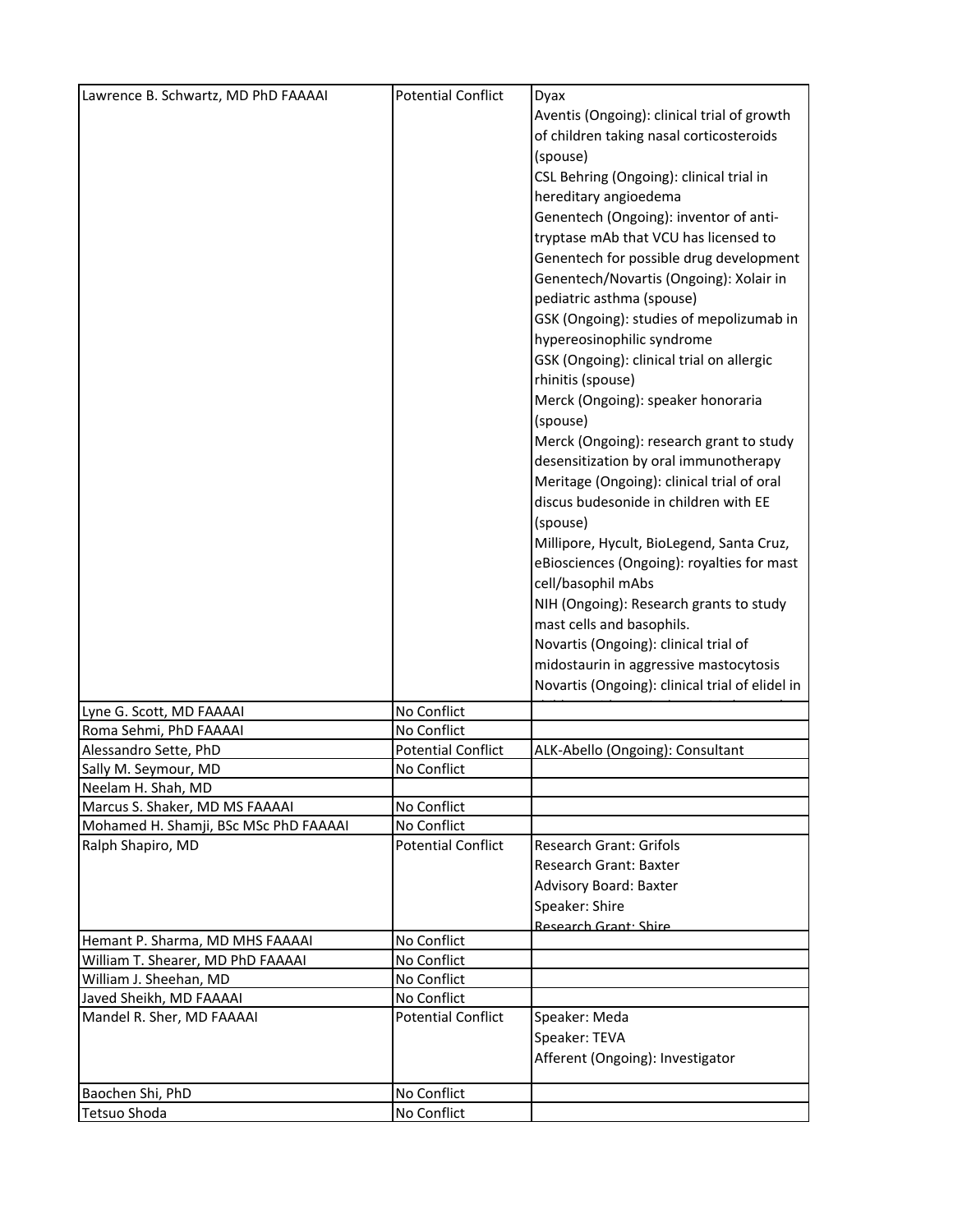| | | |
|---|---|---|
| Lawrence B. Schwartz, MD PhD FAAAAI | Potential Conflict | Dyax<br>Aventis (Ongoing): clinical trial of growth of children taking nasal corticosteroids (spouse)<br>CSL Behring (Ongoing): clinical trial in hereditary angioedema<br>Genentech (Ongoing): inventor of anti-tryptase mAb that VCU has licensed to Genentech for possible drug development<br>Genentech/Novartis (Ongoing): Xolair in pediatric asthma (spouse)<br>GSK (Ongoing): studies of mepolizumab in hypereosinophilic syndrome<br>GSK (Ongoing): clinical trial on allergic rhinitis (spouse)<br>Merck (Ongoing): speaker honoraria (spouse)<br>Merck (Ongoing): research grant to study desensitization by oral immunotherapy<br>Meritage (Ongoing): clinical trial of oral discus budesonide in children with EE (spouse)<br>Millipore, Hycult, BioLegend, Santa Cruz, eBiosciences (Ongoing): royalties for mast cell/basophil mAbs<br>NIH (Ongoing): Research grants to study mast cells and basophils.<br>Novartis (Ongoing): clinical trial of midostaurin in aggressive mastocytosis<br>Novartis (Ongoing): clinical trial of elidel in |
| Lyne G. Scott, MD FAAAAI | No Conflict | |
| Roma Sehmi, PhD FAAAAI | No Conflict | |
| Alessandro Sette, PhD | Potential Conflict | ALK-Abello (Ongoing): Consultant |
| Sally M. Seymour, MD | No Conflict | |
| Neelam H. Shah, MD | | |
| Marcus S. Shaker, MD MS FAAAAI | No Conflict | |
| Mohamed H. Shamji, BSc MSc PhD FAAAAI | No Conflict | |
| Ralph Shapiro, MD | Potential Conflict | Research Grant: Grifols<br>Research Grant: Baxter<br>Advisory Board: Baxter<br>Speaker: Shire<br>Research Grant: Shire |
| Hemant P. Sharma, MD MHS FAAAAI | No Conflict | |
| William T. Shearer, MD PhD FAAAAI | No Conflict | |
| William J. Sheehan, MD | No Conflict | |
| Javed Sheikh, MD FAAAAI | No Conflict | |
| Mandel R. Sher, MD FAAAAI | Potential Conflict | Speaker: Meda<br>Speaker: TEVA<br>Afferent (Ongoing): Investigator |
| Baochen Shi, PhD | No Conflict | |
| Tetsuo Shoda | No Conflict | |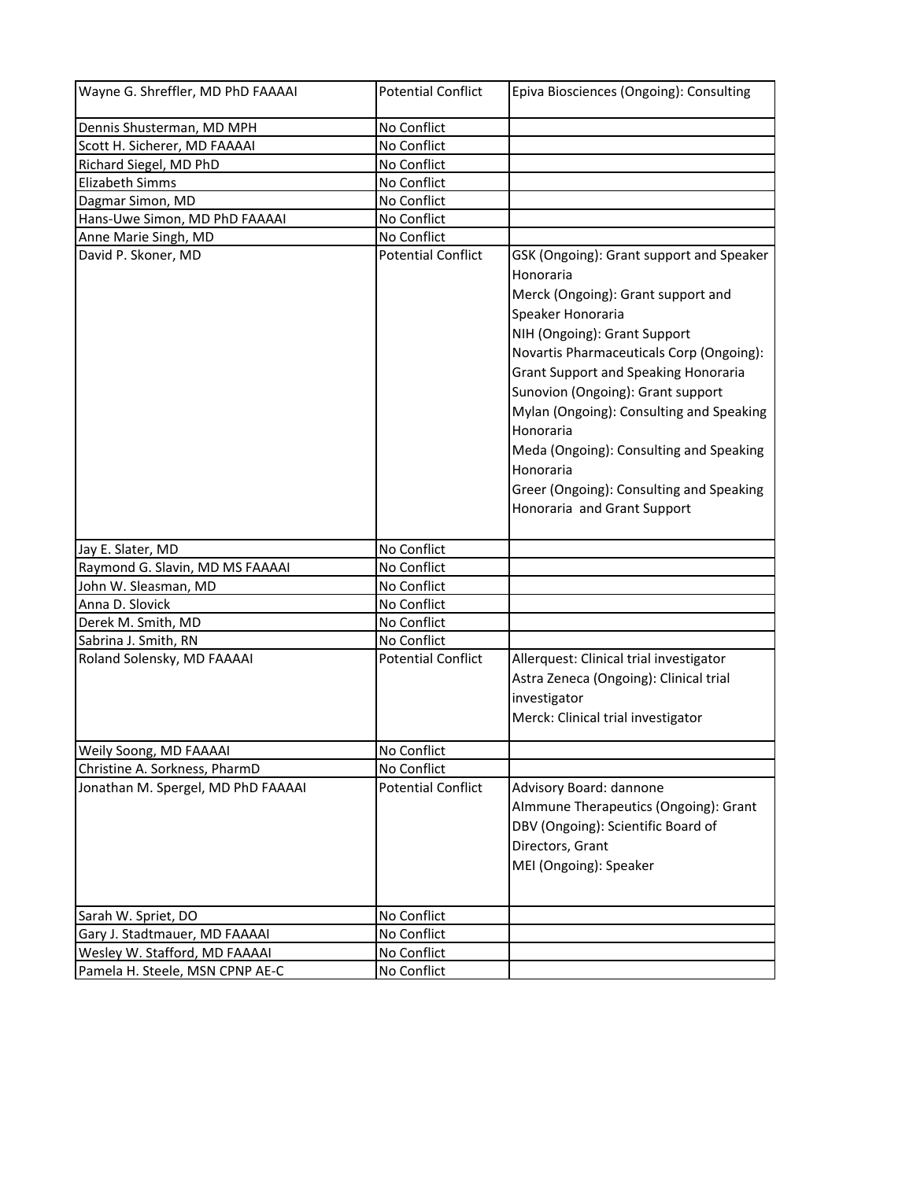| | | |
|---|---|---|
| Wayne G. Shreffler, MD PhD FAAAAI | Potential Conflict | Epiva Biosciences (Ongoing): Consulting |
| Dennis Shusterman, MD MPH | No Conflict | |
| Scott H. Sicherer, MD FAAAAI | No Conflict | |
| Richard Siegel, MD PhD | No Conflict | |
| Elizabeth Simms | No Conflict | |
| Dagmar Simon, MD | No Conflict | |
| Hans-Uwe Simon, MD PhD FAAAAI | No Conflict | |
| Anne Marie Singh, MD | No Conflict | |
| David P. Skoner, MD | Potential Conflict | GSK (Ongoing): Grant support and Speaker Honoraria<br>Merck (Ongoing): Grant support and Speaker Honoraria<br>NIH (Ongoing): Grant Support<br>Novartis Pharmaceuticals Corp (Ongoing): Grant Support and Speaking Honoraria<br>Sunovion (Ongoing): Grant support<br>Mylan (Ongoing): Consulting and Speaking Honoraria<br>Meda (Ongoing): Consulting and Speaking Honoraria<br>Greer (Ongoing): Consulting and Speaking Honoraria and Grant Support |
| Jay E. Slater, MD | No Conflict | |
| Raymond G. Slavin, MD MS FAAAAI | No Conflict | |
| John W. Sleasman, MD | No Conflict | |
| Anna D. Slovick | No Conflict | |
| Derek M. Smith, MD | No Conflict | |
| Sabrina J. Smith, RN | No Conflict | |
| Roland Solensky, MD FAAAAI | Potential Conflict | Allerquest: Clinical trial investigator<br>Astra Zeneca (Ongoing): Clinical trial investigator<br>Merck: Clinical trial investigator |
| Weily Soong, MD FAAAAI | No Conflict | |
| Christine A. Sorkness, PharmD | No Conflict | |
| Jonathan M. Spergel, MD PhD FAAAAI | Potential Conflict | Advisory Board: dannone<br>AImmune Therapeutics (Ongoing): Grant<br>DBV (Ongoing): Scientific Board of Directors, Grant<br>MEI (Ongoing): Speaker |
| Sarah W. Spriet, DO | No Conflict | |
| Gary J. Stadtmauer, MD FAAAAI | No Conflict | |
| Wesley W. Stafford, MD FAAAAI | No Conflict | |
| Pamela H. Steele, MSN CPNP AE-C | No Conflict | |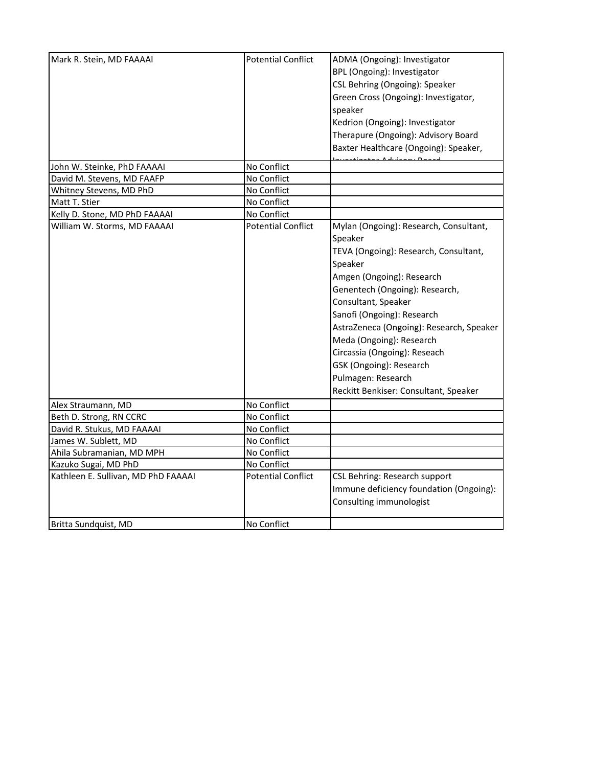| Mark R. Stein, MD FAAAAI | Potential Conflict | ADMA (Ongoing): Investigator<br>BPL (Ongoing): Investigator<br>CSL Behring (Ongoing): Speaker<br>Green Cross (Ongoing): Investigator, speaker<br>Kedrion (Ongoing): Investigator<br>Therapure (Ongoing): Advisory Board<br>Baxter Healthcare (Ongoing): Speaker, Investigator Advisory Board |
|---|---|---|
| John W. Steinke, PhD FAAAAI | No Conflict | |
| David M. Stevens, MD FAAFP | No Conflict | |
| Whitney Stevens, MD PhD | No Conflict | |
| Matt T. Stier | No Conflict | |
| Kelly D. Stone, MD PhD FAAAAI | No Conflict | |
| William W. Storms, MD FAAAAI | Potential Conflict | Mylan (Ongoing): Research, Consultant, Speaker<br>TEVA (Ongoing): Research, Consultant, Speaker<br>Amgen (Ongoing): Research<br>Genentech (Ongoing): Research, Consultant, Speaker<br>Sanofi (Ongoing): Research<br>AstraZeneca (Ongoing): Research, Speaker<br>Meda (Ongoing): Research<br>Circassia (Ongoing): Reseach<br>GSK (Ongoing): Research<br>Pulmagen: Research<br>Reckitt Benkiser: Consultant, Speaker |
| Alex Straumann, MD | No Conflict | |
| Beth D. Strong, RN CCRC | No Conflict | |
| David R. Stukus, MD FAAAAI | No Conflict | |
| James W. Sublett, MD | No Conflict | |
| Ahila Subramanian, MD MPH | No Conflict | |
| Kazuko Sugai, MD PhD | No Conflict | |
| Kathleen E. Sullivan, MD PhD FAAAAI | Potential Conflict | CSL Behring: Research support<br>Immune deficiency foundation (Ongoing): Consulting immunologist |
| Britta Sundquist, MD | No Conflict | |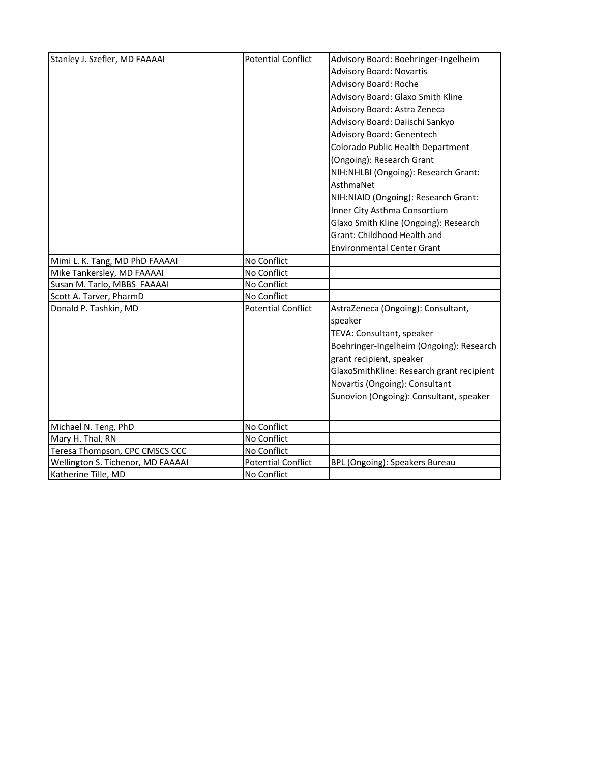| | | |
|---|---|---|
| Stanley J. Szefler, MD FAAAAI | Potential Conflict | Advisory Board: Boehringer-Ingelheim<br>Advisory Board: Novartis<br>Advisory Board: Roche<br>Advisory Board: Glaxo Smith Kline<br>Advisory Board: Astra Zeneca<br>Advisory Board: Daiischi Sankyo<br>Advisory Board: Genentech<br>Colorado Public Health Department (Ongoing): Research Grant<br>NIH:NHLBI (Ongoing): Research Grant: AsthmaNet<br>NIH:NIAID (Ongoing): Research Grant: Inner City Asthma Consortium<br>Glaxo Smith Kline (Ongoing): Research Grant: Childhood Health and Environmental Center Grant |
| Mimi L. K. Tang, MD PhD FAAAAI | No Conflict | |
| Mike Tankersley, MD FAAAAI | No Conflict | |
| Susan M. Tarlo, MBBS FAAAAI | No Conflict | |
| Scott A. Tarver, PharmD | No Conflict | |
| Donald P. Tashkin, MD | Potential Conflict | AstraZeneca (Ongoing): Consultant, speaker<br>TEVA: Consultant, speaker<br>Boehringer-Ingelheim (Ongoing): Research grant recipient, speaker<br>GlaxoSmithKline: Research grant recipient<br>Novartis (Ongoing): Consultant<br>Sunovion (Ongoing): Consultant, speaker |
| Michael N. Teng, PhD | No Conflict | |
| Mary H. Thal, RN | No Conflict | |
| Teresa Thompson, CPC CMSCS CCC | No Conflict | |
| Wellington S. Tichenor, MD FAAAAI | Potential Conflict | BPL (Ongoing): Speakers Bureau |
| Katherine Tille, MD | No Conflict | |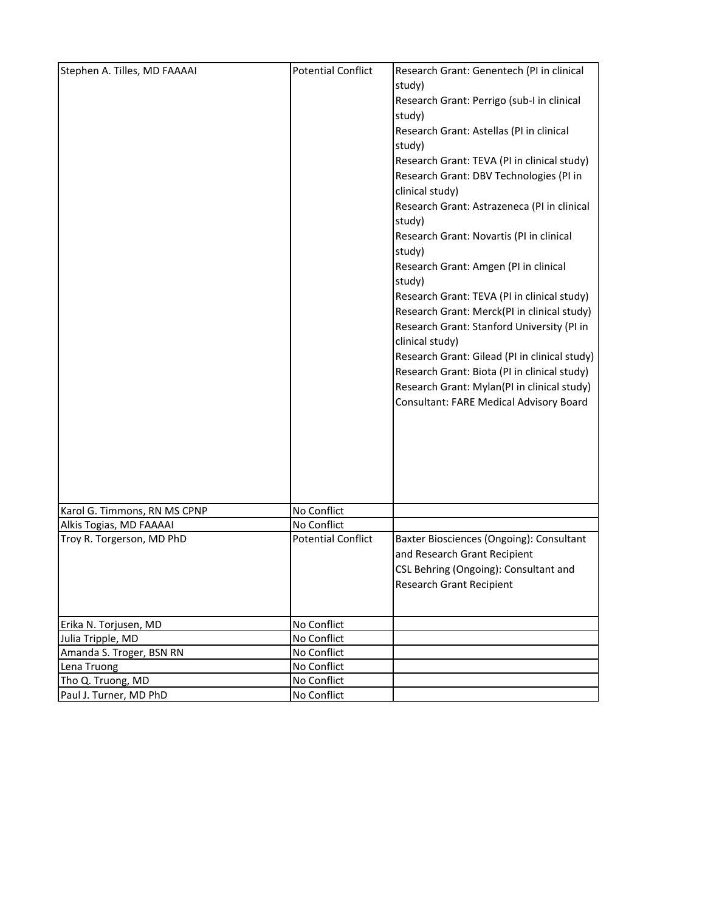| | | |
|---|---|---|
| Stephen A. Tilles, MD FAAAAI | Potential Conflict | Research Grant: Genentech (PI in clinical study)<br>Research Grant: Perrigo (sub-I in clinical study)<br>Research Grant: Astellas (PI in clinical study)<br>Research Grant: TEVA (PI in clinical study)<br>Research Grant: DBV Technologies (PI in clinical study)<br>Research Grant: Astrazeneca (PI in clinical study)<br>Research Grant: Novartis (PI in clinical study)<br>Research Grant: Amgen (PI in clinical study)<br>Research Grant: TEVA (PI in clinical study)<br>Research Grant: Merck(PI in clinical study)<br>Research Grant: Stanford University (PI in clinical study)<br>Research Grant: Gilead (PI in clinical study)<br>Research Grant: Biota (PI in clinical study)<br>Research Grant: Mylan(PI in clinical study)<br>Consultant: FARE Medical Advisory Board |
| Karol G. Timmons, RN MS CPNP | No Conflict | |
| Alkis Togias, MD FAAAAI | No Conflict | |
| Troy R. Torgerson, MD PhD | Potential Conflict | Baxter Biosciences (Ongoing): Consultant and Research Grant Recipient<br>CSL Behring (Ongoing): Consultant and Research Grant Recipient |
| Erika N. Torjusen, MD | No Conflict | |
| Julia Tripple, MD | No Conflict | |
| Amanda S. Troger, BSN RN | No Conflict | |
| Lena Truong | No Conflict | |
| Tho Q. Truong, MD | No Conflict | |
| Paul J. Turner, MD PhD | No Conflict | |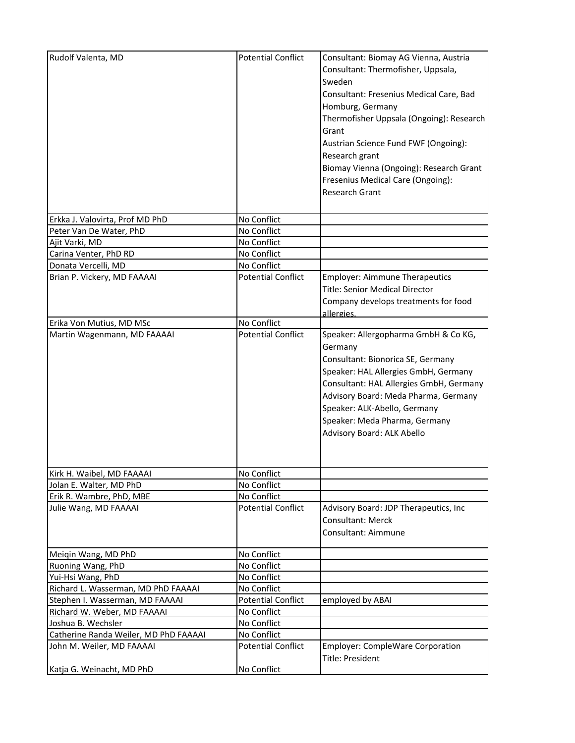| Rudolf Valenta, MD | Potential Conflict | Consultant: Biomay AG Vienna, Austria<br>Consultant: Thermofisher, Uppsala, Sweden<br>Consultant: Fresenius Medical Care, Bad Homburg, Germany<br>Thermofisher Uppsala (Ongoing): Research Grant<br>Austrian Science Fund FWF (Ongoing): Research grant<br>Biomay Vienna (Ongoing): Research Grant<br>Fresenius Medical Care (Ongoing): Research Grant |
|---|---|---|
| Erkka J. Valovirta, Prof MD PhD | No Conflict | |
| Peter Van De Water, PhD | No Conflict | |
| Ajit Varki, MD | No Conflict | |
| Carina Venter, PhD RD | No Conflict | |
| Donata Vercelli, MD | No Conflict | |
| Brian P. Vickery, MD FAAAAI | Potential Conflict | Employer: Aimmune Therapeutics<br>Title: Senior Medical Director<br>Company develops treatments for food allergies. |
| Erika Von Mutius, MD MSc | No Conflict | |
| Martin Wagenmann, MD FAAAAI | Potential Conflict | Speaker: Allergopharma GmbH & Co KG, Germany<br>Consultant: Bionorica SE, Germany<br>Speaker: HAL Allergies GmbH, Germany<br>Consultant: HAL Allergies GmbH, Germany<br>Advisory Board: Meda Pharma, Germany<br>Speaker: ALK-Abello, Germany<br>Speaker: Meda Pharma, Germany<br>Advisory Board: ALK Abello |
| Kirk H. Waibel, MD FAAAAI | No Conflict | |
| Jolan E. Walter, MD PhD | No Conflict | |
| Erik R. Wambre, PhD, MBE | No Conflict | |
| Julie Wang, MD FAAAAI | Potential Conflict | Advisory Board: JDP Therapeutics, Inc<br>Consultant: Merck<br>Consultant: Aimmune |
| Meiqin Wang, MD PhD | No Conflict | |
| Ruoning Wang, PhD | No Conflict | |
| Yui-Hsi Wang, PhD | No Conflict | |
| Richard L. Wasserman, MD PhD FAAAAI | No Conflict | |
| Stephen I. Wasserman, MD FAAAAI | Potential Conflict | employed by ABAI |
| Richard W. Weber, MD FAAAAI | No Conflict | |
| Joshua B. Wechsler | No Conflict | |
| Catherine Randa Weiler, MD PhD FAAAAI | No Conflict | |
| John M. Weiler, MD FAAAAI | Potential Conflict | Employer: CompleWare Corporation<br>Title: President |
| Katja G. Weinacht, MD PhD | No Conflict | |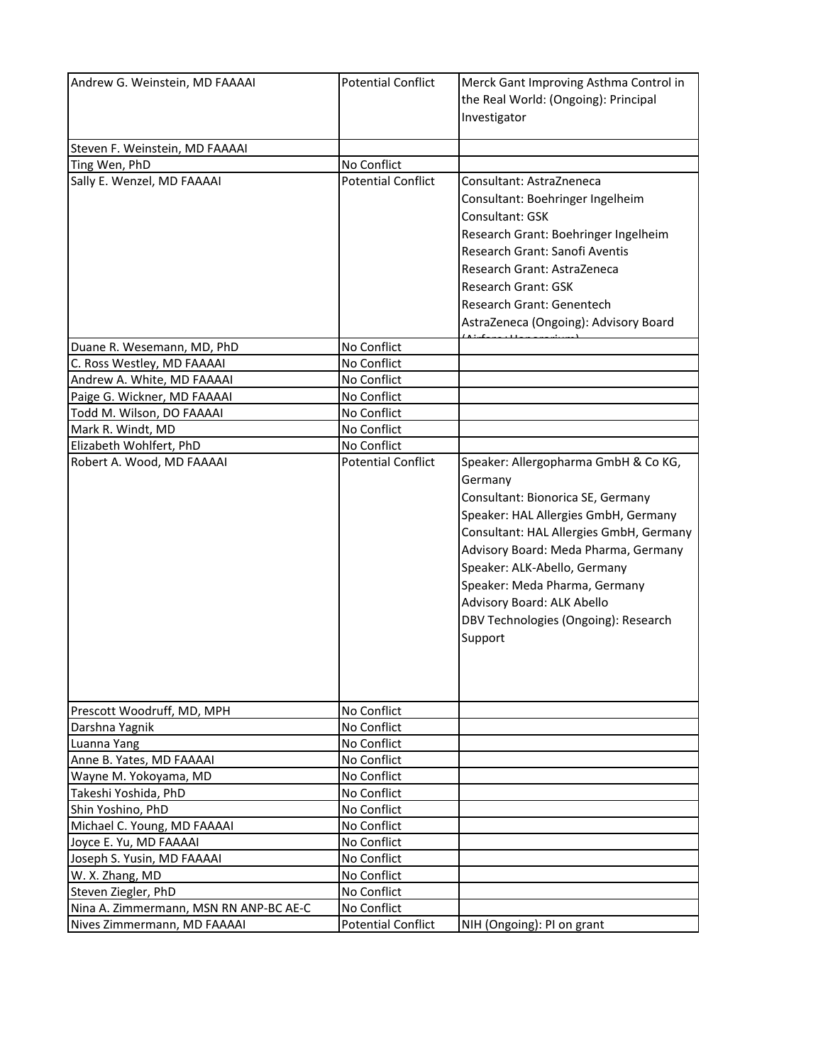| | | |
|---|---|---|
| Andrew G. Weinstein, MD FAAAAI | Potential Conflict | Merck Gant Improving Asthma Control in the Real World: (Ongoing): Principal Investigator |
| Steven F. Weinstein, MD FAAAAI | | |
| Ting Wen, PhD | No Conflict | |
| Sally E. Wenzel, MD FAAAAI | Potential Conflict | Consultant: AstraZneneca<br>Consultant: Boehringer Ingelheim<br>Consultant: GSK<br>Research Grant: Boehringer Ingelheim<br>Research Grant: Sanofi Aventis<br>Research Grant: AstraZeneca<br>Research Grant: GSK<br>Research Grant: Genentech<br>AstraZeneca (Ongoing): Advisory Board |
| Duane R. Wesemann, MD, PhD | No Conflict | |
| C. Ross Westley, MD FAAAAI | No Conflict | |
| Andrew A. White, MD FAAAAI | No Conflict | |
| Paige G. Wickner, MD FAAAAI | No Conflict | |
| Todd M. Wilson, DO FAAAAI | No Conflict | |
| Mark R. Windt, MD | No Conflict | |
| Elizabeth Wohlfert, PhD | No Conflict | |
| Robert A. Wood, MD FAAAAI | Potential Conflict | Speaker: Allergopharma GmbH & Co KG, Germany<br>Consultant: Bionorica SE, Germany<br>Speaker: HAL Allergies GmbH, Germany<br>Consultant: HAL Allergies GmbH, Germany<br>Advisory Board: Meda Pharma, Germany<br>Speaker: ALK-Abello, Germany<br>Speaker: Meda Pharma, Germany<br>Advisory Board: ALK Abello<br>DBV Technologies (Ongoing): Research Support |
| Prescott Woodruff, MD, MPH | No Conflict | |
| Darshna Yagnik | No Conflict | |
| Luanna Yang | No Conflict | |
| Anne B. Yates, MD FAAAAI | No Conflict | |
| Wayne M. Yokoyama, MD | No Conflict | |
| Takeshi Yoshida, PhD | No Conflict | |
| Shin Yoshino, PhD | No Conflict | |
| Michael C. Young, MD FAAAAI | No Conflict | |
| Joyce E. Yu, MD FAAAAI | No Conflict | |
| Joseph S. Yusin, MD FAAAAI | No Conflict | |
| W. X. Zhang, MD | No Conflict | |
| Steven Ziegler, PhD | No Conflict | |
| Nina A. Zimmermann, MSN RN ANP-BC AE-C | No Conflict | |
| Nives Zimmermann, MD FAAAAI | Potential Conflict | NIH (Ongoing): PI on grant |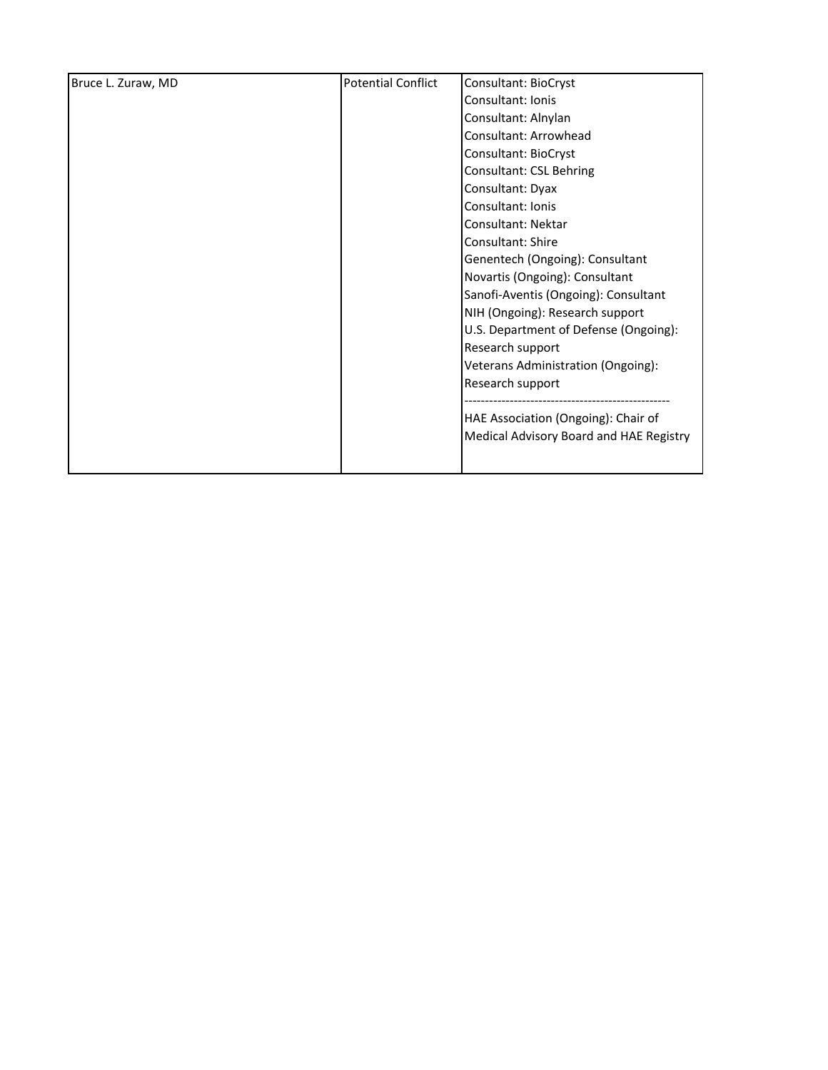| | | |
|---|---|---|
| Bruce L. Zuraw, MD | Potential Conflict | Consultant: BioCryst<br>Consultant: Ionis<br>Consultant: Alnylan<br>Consultant: Arrowhead<br>Consultant: BioCryst<br>Consultant: CSL Behring<br>Consultant: Dyax<br>Consultant: Ionis<br>Consultant: Nektar<br>Consultant: Shire<br>Genentech (Ongoing): Consultant<br>Novartis (Ongoing): Consultant<br>Sanofi-Aventis (Ongoing): Consultant<br>NIH (Ongoing): Research support<br>U.S. Department of Defense (Ongoing): Research support<br>Veterans Administration (Ongoing): Research support<br>-------------------------------------------------<br>HAE Association (Ongoing): Chair of Medical Advisory Board and HAE Registry |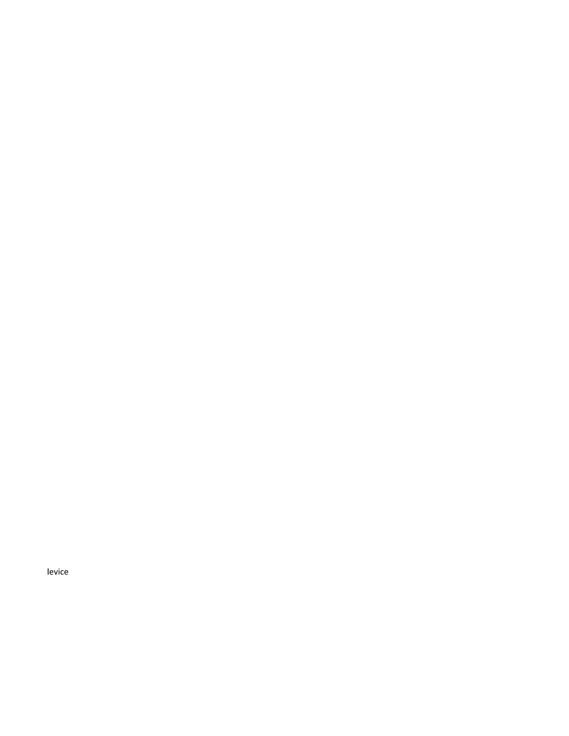ɬevice